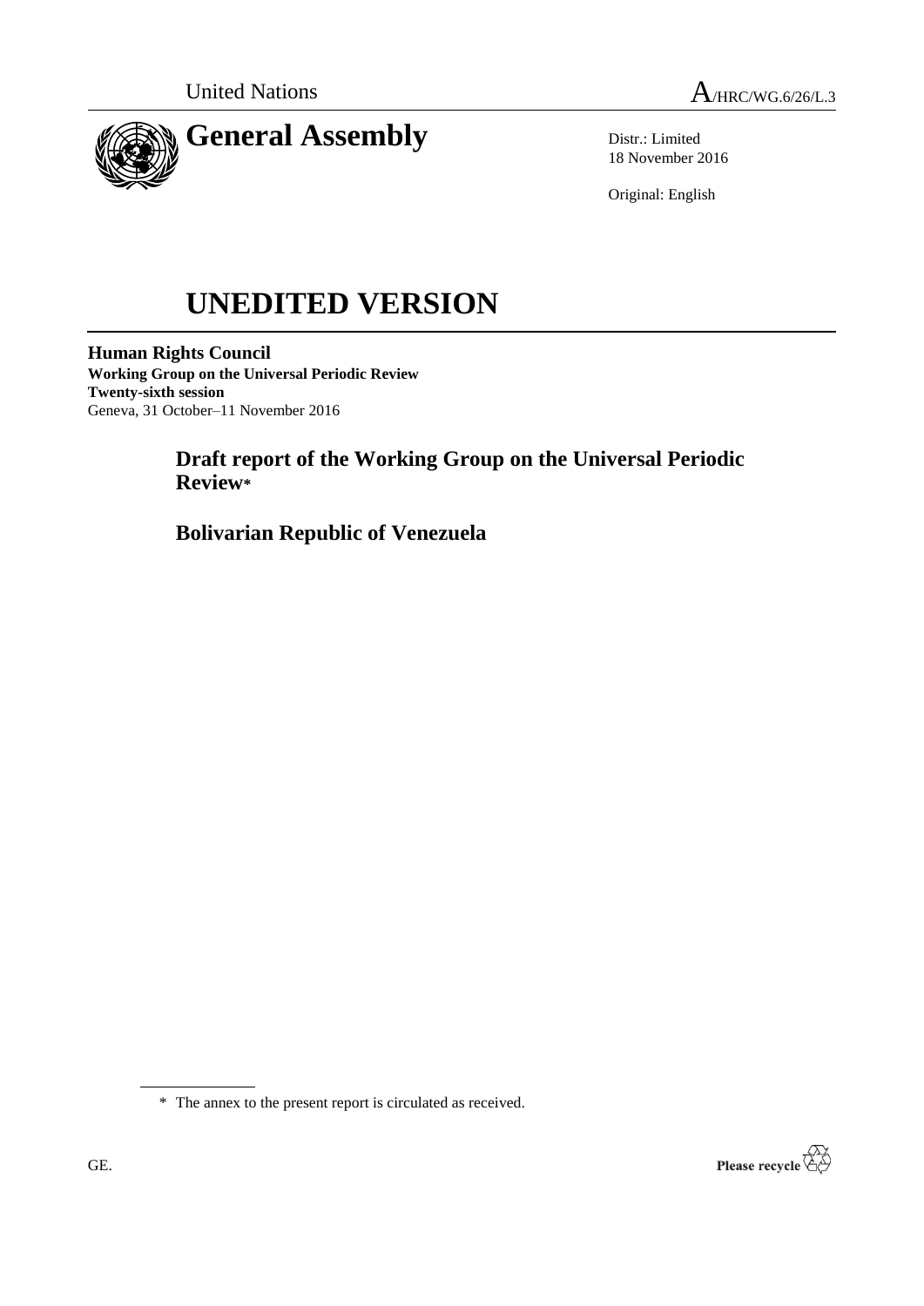United Nations A/HRC/WG.6/26/L.3

# General Assembly

Distr.: Limited
18 November 2016

Original: English

# UNEDITED VERSION

**Human Rights Council**
**Working Group on the Universal Periodic Review**
**Twenty-sixth session**
Geneva, 31 October–11 November 2016

## Draft report of the Working Group on the Universal Periodic Review*

## Bolivarian Republic of Venezuela

\* The annex to the present report is circulated as received.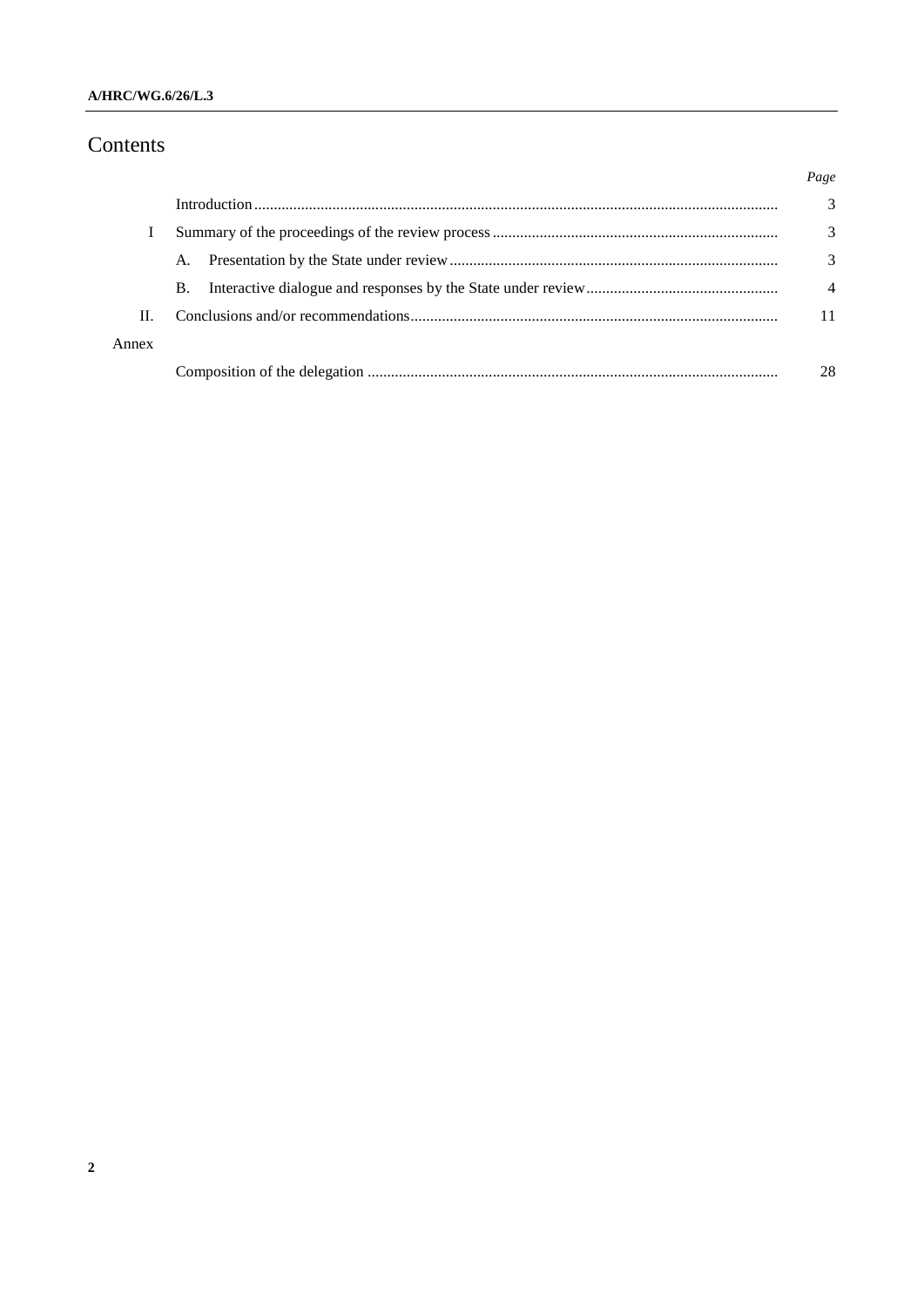# Contents

| | | *Page* |
|---|---|---|
| | Introduction | 3 |
| I | Summary of the proceedings of the review process | 3 |
| | A. Presentation by the State under review | 3 |
| | B. Interactive dialogue and responses by the State under review | 4 |
| II. | Conclusions and/or recommendations | 11 |
| Annex | | |
| | Composition of the delegation | 28 |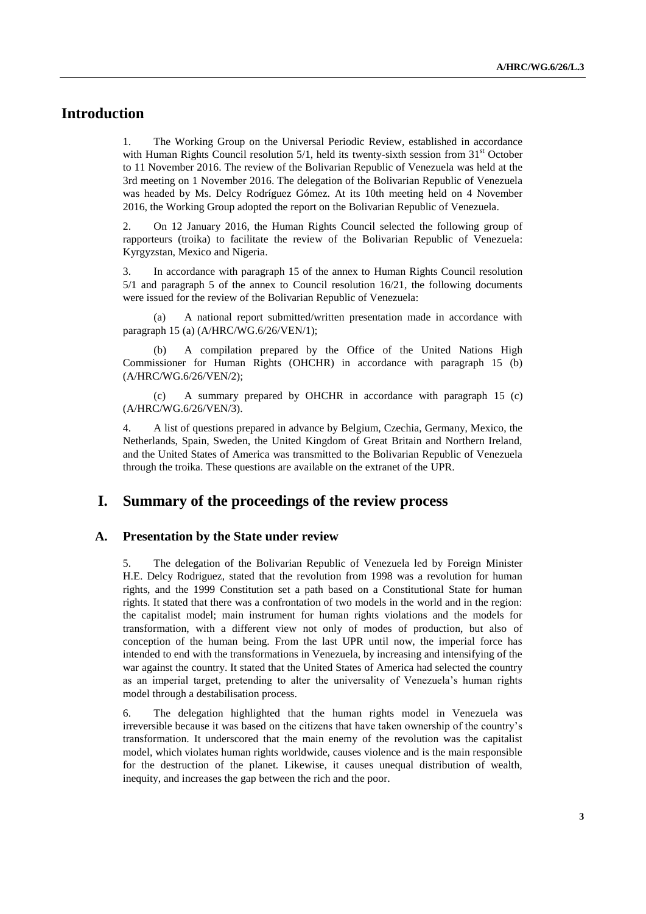# Introduction

1. The Working Group on the Universal Periodic Review, established in accordance with Human Rights Council resolution 5/1, held its twenty-sixth session from 31st October to 11 November 2016. The review of the Bolivarian Republic of Venezuela was held at the 3rd meeting on 1 November 2016. The delegation of the Bolivarian Republic of Venezuela was headed by Ms. Delcy Rodríguez Gómez. At its 10th meeting held on 4 November 2016, the Working Group adopted the report on the Bolivarian Republic of Venezuela.

2. On 12 January 2016, the Human Rights Council selected the following group of rapporteurs (troika) to facilitate the review of the Bolivarian Republic of Venezuela: Kyrgyzstan, Mexico and Nigeria.

3. In accordance with paragraph 15 of the annex to Human Rights Council resolution 5/1 and paragraph 5 of the annex to Council resolution 16/21, the following documents were issued for the review of the Bolivarian Republic of Venezuela:

(a) A national report submitted/written presentation made in accordance with paragraph 15 (a) (A/HRC/WG.6/26/VEN/1);

(b) A compilation prepared by the Office of the United Nations High Commissioner for Human Rights (OHCHR) in accordance with paragraph 15 (b) (A/HRC/WG.6/26/VEN/2);

(c) A summary prepared by OHCHR in accordance with paragraph 15 (c) (A/HRC/WG.6/26/VEN/3).

4. A list of questions prepared in advance by Belgium, Czechia, Germany, Mexico, the Netherlands, Spain, Sweden, the United Kingdom of Great Britain and Northern Ireland, and the United States of America was transmitted to the Bolivarian Republic of Venezuela through the troika. These questions are available on the extranet of the UPR.

# I. Summary of the proceedings of the review process

## A. Presentation by the State under review

5. The delegation of the Bolivarian Republic of Venezuela led by Foreign Minister H.E. Delcy Rodriguez, stated that the revolution from 1998 was a revolution for human rights, and the 1999 Constitution set a path based on a Constitutional State for human rights. It stated that there was a confrontation of two models in the world and in the region: the capitalist model; main instrument for human rights violations and the models for transformation, with a different view not only of modes of production, but also of conception of the human being. From the last UPR until now, the imperial force has intended to end with the transformations in Venezuela, by increasing and intensifying of the war against the country. It stated that the United States of America had selected the country as an imperial target, pretending to alter the universality of Venezuela's human rights model through a destabilisation process.

6. The delegation highlighted that the human rights model in Venezuela was irreversible because it was based on the citizens that have taken ownership of the country's transformation. It underscored that the main enemy of the revolution was the capitalist model, which violates human rights worldwide, causes violence and is the main responsible for the destruction of the planet. Likewise, it causes unequal distribution of wealth, inequity, and increases the gap between the rich and the poor.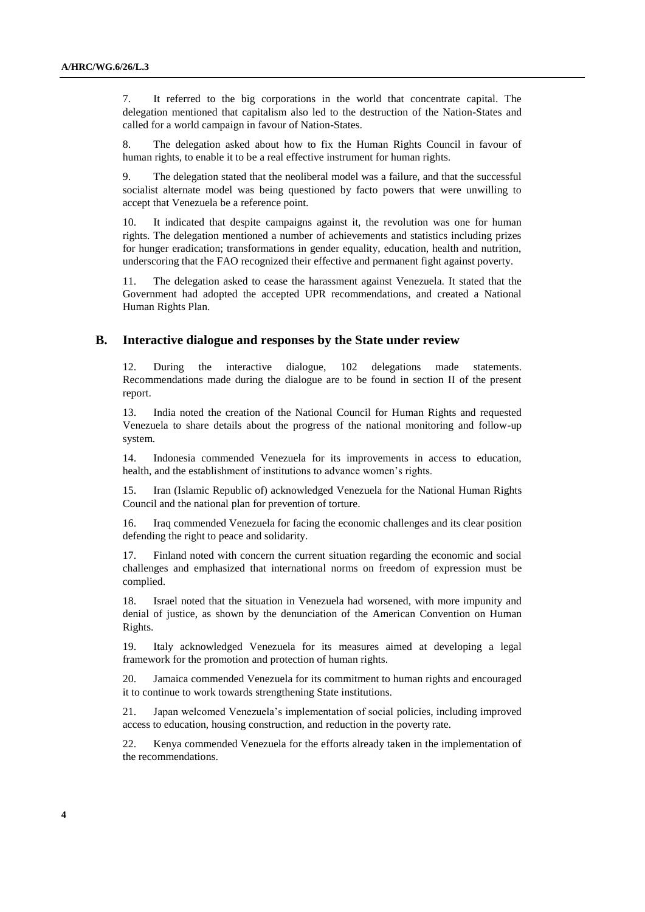7. It referred to the big corporations in the world that concentrate capital. The delegation mentioned that capitalism also led to the destruction of the Nation-States and called for a world campaign in favour of Nation-States.

8. The delegation asked about how to fix the Human Rights Council in favour of human rights, to enable it to be a real effective instrument for human rights.

9. The delegation stated that the neoliberal model was a failure, and that the successful socialist alternate model was being questioned by facto powers that were unwilling to accept that Venezuela be a reference point.

10. It indicated that despite campaigns against it, the revolution was one for human rights. The delegation mentioned a number of achievements and statistics including prizes for hunger eradication; transformations in gender equality, education, health and nutrition, underscoring that the FAO recognized their effective and permanent fight against poverty.

11. The delegation asked to cease the harassment against Venezuela. It stated that the Government had adopted the accepted UPR recommendations, and created a National Human Rights Plan.

## B. Interactive dialogue and responses by the State under review

12. During the interactive dialogue, 102 delegations made statements. Recommendations made during the dialogue are to be found in section II of the present report.

13. India noted the creation of the National Council for Human Rights and requested Venezuela to share details about the progress of the national monitoring and follow-up system.

14. Indonesia commended Venezuela for its improvements in access to education, health, and the establishment of institutions to advance women's rights.

15. Iran (Islamic Republic of) acknowledged Venezuela for the National Human Rights Council and the national plan for prevention of torture.

16. Iraq commended Venezuela for facing the economic challenges and its clear position defending the right to peace and solidarity.

17. Finland noted with concern the current situation regarding the economic and social challenges and emphasized that international norms on freedom of expression must be complied.

18. Israel noted that the situation in Venezuela had worsened, with more impunity and denial of justice, as shown by the denunciation of the American Convention on Human Rights.

19. Italy acknowledged Venezuela for its measures aimed at developing a legal framework for the promotion and protection of human rights.

20. Jamaica commended Venezuela for its commitment to human rights and encouraged it to continue to work towards strengthening State institutions.

21. Japan welcomed Venezuela's implementation of social policies, including improved access to education, housing construction, and reduction in the poverty rate.

22. Kenya commended Venezuela for the efforts already taken in the implementation of the recommendations.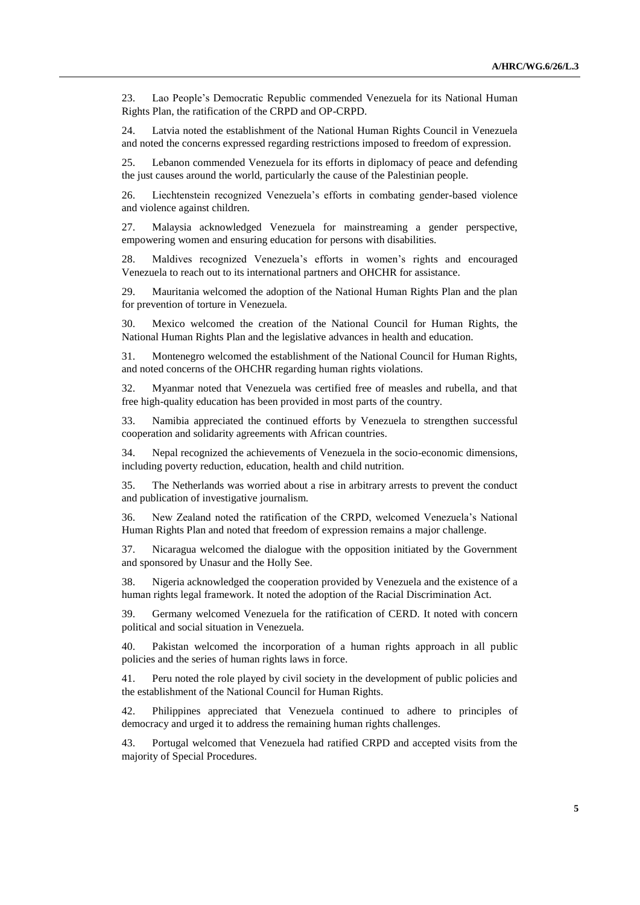23. Lao People's Democratic Republic commended Venezuela for its National Human Rights Plan, the ratification of the CRPD and OP-CRPD.

24. Latvia noted the establishment of the National Human Rights Council in Venezuela and noted the concerns expressed regarding restrictions imposed to freedom of expression.

25. Lebanon commended Venezuela for its efforts in diplomacy of peace and defending the just causes around the world, particularly the cause of the Palestinian people.

26. Liechtenstein recognized Venezuela's efforts in combating gender-based violence and violence against children.

27. Malaysia acknowledged Venezuela for mainstreaming a gender perspective, empowering women and ensuring education for persons with disabilities.

28. Maldives recognized Venezuela's efforts in women's rights and encouraged Venezuela to reach out to its international partners and OHCHR for assistance.

29. Mauritania welcomed the adoption of the National Human Rights Plan and the plan for prevention of torture in Venezuela.

30. Mexico welcomed the creation of the National Council for Human Rights, the National Human Rights Plan and the legislative advances in health and education.

31. Montenegro welcomed the establishment of the National Council for Human Rights, and noted concerns of the OHCHR regarding human rights violations.

32. Myanmar noted that Venezuela was certified free of measles and rubella, and that free high-quality education has been provided in most parts of the country.

33. Namibia appreciated the continued efforts by Venezuela to strengthen successful cooperation and solidarity agreements with African countries.

34. Nepal recognized the achievements of Venezuela in the socio-economic dimensions, including poverty reduction, education, health and child nutrition.

35. The Netherlands was worried about a rise in arbitrary arrests to prevent the conduct and publication of investigative journalism.

36. New Zealand noted the ratification of the CRPD, welcomed Venezuela's National Human Rights Plan and noted that freedom of expression remains a major challenge.

37. Nicaragua welcomed the dialogue with the opposition initiated by the Government and sponsored by Unasur and the Holly See.

38. Nigeria acknowledged the cooperation provided by Venezuela and the existence of a human rights legal framework. It noted the adoption of the Racial Discrimination Act.

39. Germany welcomed Venezuela for the ratification of CERD. It noted with concern political and social situation in Venezuela.

40. Pakistan welcomed the incorporation of a human rights approach in all public policies and the series of human rights laws in force.

41. Peru noted the role played by civil society in the development of public policies and the establishment of the National Council for Human Rights.

42. Philippines appreciated that Venezuela continued to adhere to principles of democracy and urged it to address the remaining human rights challenges.

43. Portugal welcomed that Venezuela had ratified CRPD and accepted visits from the majority of Special Procedures.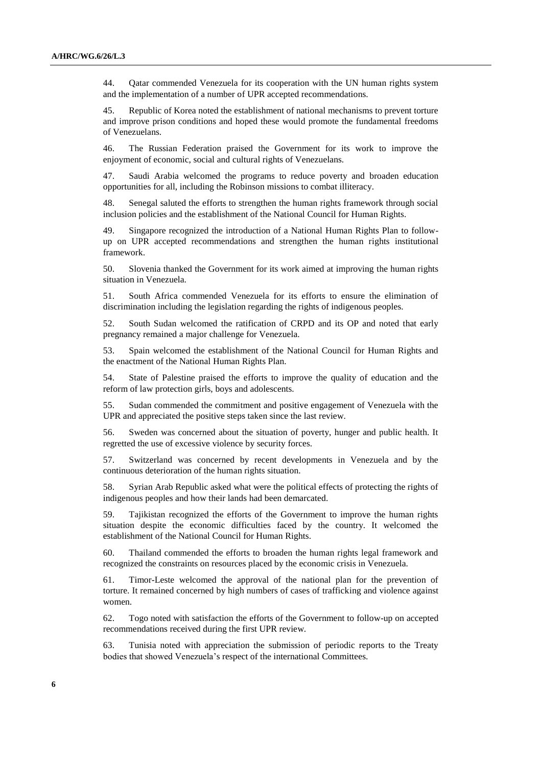44. Qatar commended Venezuela for its cooperation with the UN human rights system and the implementation of a number of UPR accepted recommendations.

45. Republic of Korea noted the establishment of national mechanisms to prevent torture and improve prison conditions and hoped these would promote the fundamental freedoms of Venezuelans.

46. The Russian Federation praised the Government for its work to improve the enjoyment of economic, social and cultural rights of Venezuelans.

47. Saudi Arabia welcomed the programs to reduce poverty and broaden education opportunities for all, including the Robinson missions to combat illiteracy.

48. Senegal saluted the efforts to strengthen the human rights framework through social inclusion policies and the establishment of the National Council for Human Rights.

49. Singapore recognized the introduction of a National Human Rights Plan to follow-up on UPR accepted recommendations and strengthen the human rights institutional framework.

50. Slovenia thanked the Government for its work aimed at improving the human rights situation in Venezuela.

51. South Africa commended Venezuela for its efforts to ensure the elimination of discrimination including the legislation regarding the rights of indigenous peoples.

52. South Sudan welcomed the ratification of CRPD and its OP and noted that early pregnancy remained a major challenge for Venezuela.

53. Spain welcomed the establishment of the National Council for Human Rights and the enactment of the National Human Rights Plan.

54. State of Palestine praised the efforts to improve the quality of education and the reform of law protection girls, boys and adolescents.

55. Sudan commended the commitment and positive engagement of Venezuela with the UPR and appreciated the positive steps taken since the last review.

56. Sweden was concerned about the situation of poverty, hunger and public health. It regretted the use of excessive violence by security forces.

57. Switzerland was concerned by recent developments in Venezuela and by the continuous deterioration of the human rights situation.

58. Syrian Arab Republic asked what were the political effects of protecting the rights of indigenous peoples and how their lands had been demarcated.

59. Tajikistan recognized the efforts of the Government to improve the human rights situation despite the economic difficulties faced by the country. It welcomed the establishment of the National Council for Human Rights.

60. Thailand commended the efforts to broaden the human rights legal framework and recognized the constraints on resources placed by the economic crisis in Venezuela.

61. Timor-Leste welcomed the approval of the national plan for the prevention of torture. It remained concerned by high numbers of cases of trafficking and violence against women.

62. Togo noted with satisfaction the efforts of the Government to follow-up on accepted recommendations received during the first UPR review.

63. Tunisia noted with appreciation the submission of periodic reports to the Treaty bodies that showed Venezuela's respect of the international Committees.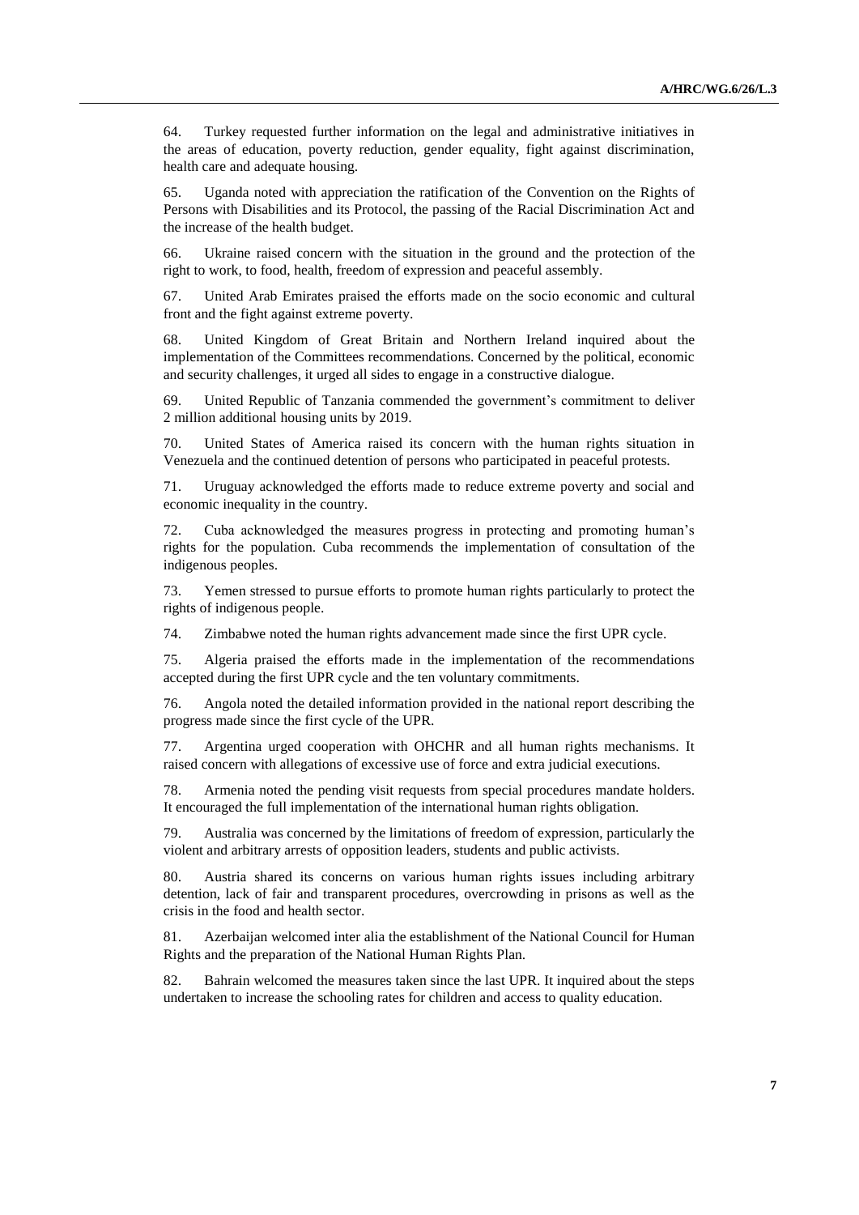64. Turkey requested further information on the legal and administrative initiatives in the areas of education, poverty reduction, gender equality, fight against discrimination, health care and adequate housing.

65. Uganda noted with appreciation the ratification of the Convention on the Rights of Persons with Disabilities and its Protocol, the passing of the Racial Discrimination Act and the increase of the health budget.

66. Ukraine raised concern with the situation in the ground and the protection of the right to work, to food, health, freedom of expression and peaceful assembly.

67. United Arab Emirates praised the efforts made on the socio economic and cultural front and the fight against extreme poverty.

68. United Kingdom of Great Britain and Northern Ireland inquired about the implementation of the Committees recommendations. Concerned by the political, economic and security challenges, it urged all sides to engage in a constructive dialogue.

69. United Republic of Tanzania commended the government's commitment to deliver 2 million additional housing units by 2019.

70. United States of America raised its concern with the human rights situation in Venezuela and the continued detention of persons who participated in peaceful protests.

71. Uruguay acknowledged the efforts made to reduce extreme poverty and social and economic inequality in the country.

72. Cuba acknowledged the measures progress in protecting and promoting human's rights for the population. Cuba recommends the implementation of consultation of the indigenous peoples.

73. Yemen stressed to pursue efforts to promote human rights particularly to protect the rights of indigenous people.

74. Zimbabwe noted the human rights advancement made since the first UPR cycle.

75. Algeria praised the efforts made in the implementation of the recommendations accepted during the first UPR cycle and the ten voluntary commitments.

76. Angola noted the detailed information provided in the national report describing the progress made since the first cycle of the UPR.

77. Argentina urged cooperation with OHCHR and all human rights mechanisms. It raised concern with allegations of excessive use of force and extra judicial executions.

78. Armenia noted the pending visit requests from special procedures mandate holders. It encouraged the full implementation of the international human rights obligation.

79. Australia was concerned by the limitations of freedom of expression, particularly the violent and arbitrary arrests of opposition leaders, students and public activists.

80. Austria shared its concerns on various human rights issues including arbitrary detention, lack of fair and transparent procedures, overcrowding in prisons as well as the crisis in the food and health sector.

81. Azerbaijan welcomed inter alia the establishment of the National Council for Human Rights and the preparation of the National Human Rights Plan.

82. Bahrain welcomed the measures taken since the last UPR. It inquired about the steps undertaken to increase the schooling rates for children and access to quality education.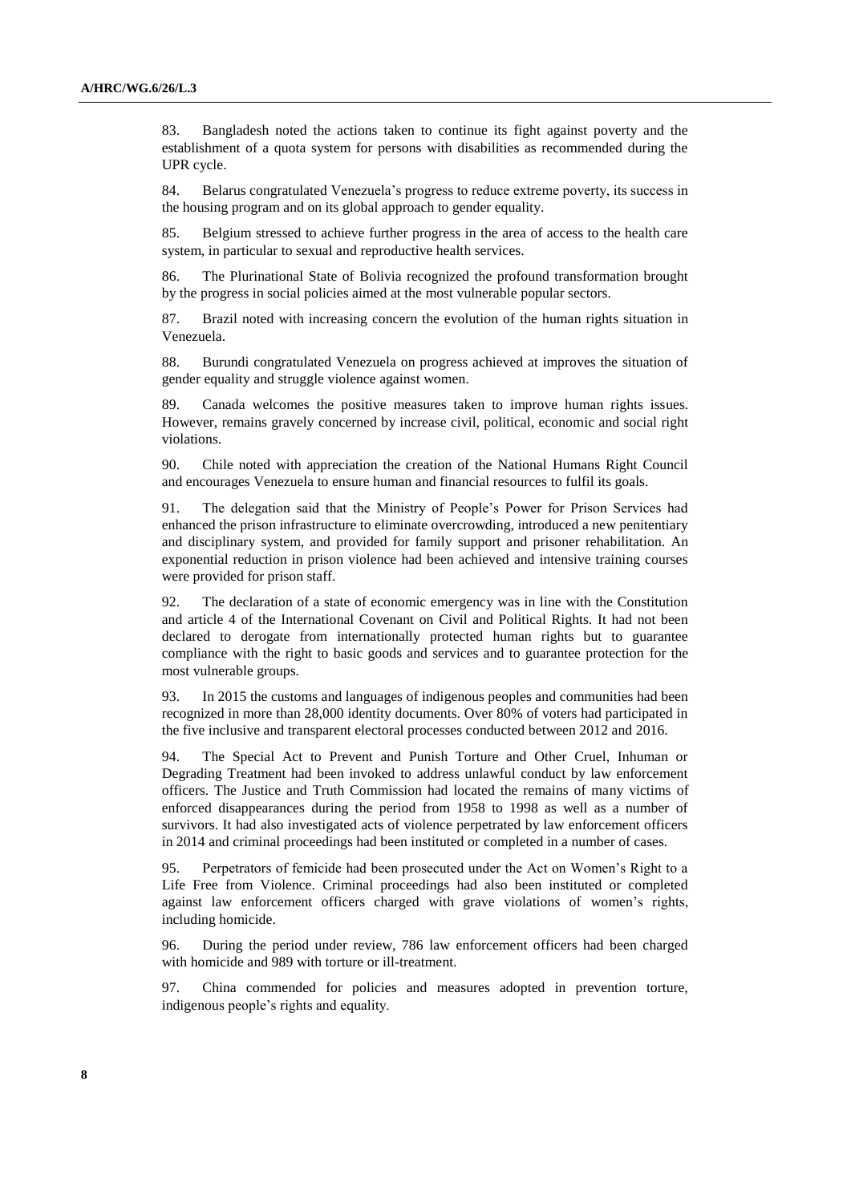83. Bangladesh noted the actions taken to continue its fight against poverty and the establishment of a quota system for persons with disabilities as recommended during the UPR cycle.

84. Belarus congratulated Venezuela's progress to reduce extreme poverty, its success in the housing program and on its global approach to gender equality.

85. Belgium stressed to achieve further progress in the area of access to the health care system, in particular to sexual and reproductive health services.

86. The Plurinational State of Bolivia recognized the profound transformation brought by the progress in social policies aimed at the most vulnerable popular sectors.

87. Brazil noted with increasing concern the evolution of the human rights situation in Venezuela.

88. Burundi congratulated Venezuela on progress achieved at improves the situation of gender equality and struggle violence against women.

89. Canada welcomes the positive measures taken to improve human rights issues. However, remains gravely concerned by increase civil, political, economic and social right violations.

90. Chile noted with appreciation the creation of the National Humans Right Council and encourages Venezuela to ensure human and financial resources to fulfil its goals.

91. The delegation said that the Ministry of People's Power for Prison Services had enhanced the prison infrastructure to eliminate overcrowding, introduced a new penitentiary and disciplinary system, and provided for family support and prisoner rehabilitation. An exponential reduction in prison violence had been achieved and intensive training courses were provided for prison staff.

92. The declaration of a state of economic emergency was in line with the Constitution and article 4 of the International Covenant on Civil and Political Rights. It had not been declared to derogate from internationally protected human rights but to guarantee compliance with the right to basic goods and services and to guarantee protection for the most vulnerable groups.

93. In 2015 the customs and languages of indigenous peoples and communities had been recognized in more than 28,000 identity documents. Over 80% of voters had participated in the five inclusive and transparent electoral processes conducted between 2012 and 2016.

94. The Special Act to Prevent and Punish Torture and Other Cruel, Inhuman or Degrading Treatment had been invoked to address unlawful conduct by law enforcement officers. The Justice and Truth Commission had located the remains of many victims of enforced disappearances during the period from 1958 to 1998 as well as a number of survivors. It had also investigated acts of violence perpetrated by law enforcement officers in 2014 and criminal proceedings had been instituted or completed in a number of cases.

95. Perpetrators of femicide had been prosecuted under the Act on Women's Right to a Life Free from Violence. Criminal proceedings had also been instituted or completed against law enforcement officers charged with grave violations of women's rights, including homicide.

96. During the period under review, 786 law enforcement officers had been charged with homicide and 989 with torture or ill-treatment.

97. China commended for policies and measures adopted in prevention torture, indigenous people's rights and equality.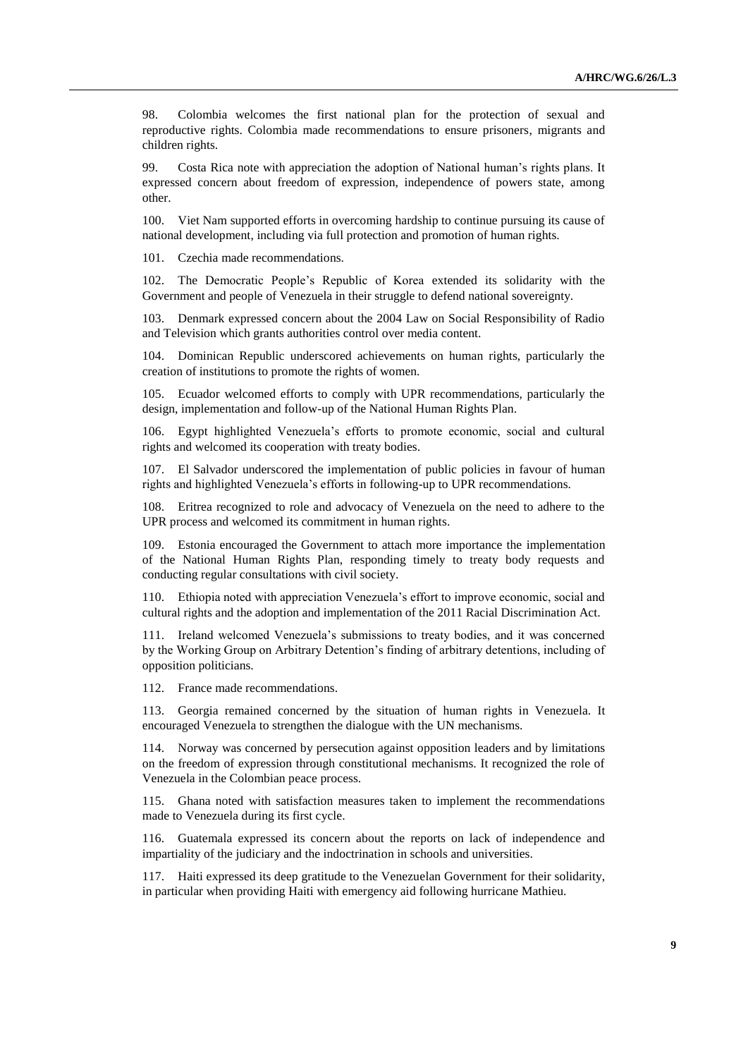98. Colombia welcomes the first national plan for the protection of sexual and reproductive rights. Colombia made recommendations to ensure prisoners, migrants and children rights.

99. Costa Rica note with appreciation the adoption of National human's rights plans. It expressed concern about freedom of expression, independence of powers state, among other.

100. Viet Nam supported efforts in overcoming hardship to continue pursuing its cause of national development, including via full protection and promotion of human rights.

101. Czechia made recommendations.

102. The Democratic People's Republic of Korea extended its solidarity with the Government and people of Venezuela in their struggle to defend national sovereignty.

103. Denmark expressed concern about the 2004 Law on Social Responsibility of Radio and Television which grants authorities control over media content.

104. Dominican Republic underscored achievements on human rights, particularly the creation of institutions to promote the rights of women.

105. Ecuador welcomed efforts to comply with UPR recommendations, particularly the design, implementation and follow-up of the National Human Rights Plan.

106. Egypt highlighted Venezuela's efforts to promote economic, social and cultural rights and welcomed its cooperation with treaty bodies.

107. El Salvador underscored the implementation of public policies in favour of human rights and highlighted Venezuela's efforts in following-up to UPR recommendations.

108. Eritrea recognized to role and advocacy of Venezuela on the need to adhere to the UPR process and welcomed its commitment in human rights.

109. Estonia encouraged the Government to attach more importance the implementation of the National Human Rights Plan, responding timely to treaty body requests and conducting regular consultations with civil society.

110. Ethiopia noted with appreciation Venezuela's effort to improve economic, social and cultural rights and the adoption and implementation of the 2011 Racial Discrimination Act.

111. Ireland welcomed Venezuela's submissions to treaty bodies, and it was concerned by the Working Group on Arbitrary Detention's finding of arbitrary detentions, including of opposition politicians.

112. France made recommendations.

113. Georgia remained concerned by the situation of human rights in Venezuela. It encouraged Venezuela to strengthen the dialogue with the UN mechanisms.

114. Norway was concerned by persecution against opposition leaders and by limitations on the freedom of expression through constitutional mechanisms. It recognized the role of Venezuela in the Colombian peace process.

115. Ghana noted with satisfaction measures taken to implement the recommendations made to Venezuela during its first cycle.

116. Guatemala expressed its concern about the reports on lack of independence and impartiality of the judiciary and the indoctrination in schools and universities.

117. Haiti expressed its deep gratitude to the Venezuelan Government for their solidarity, in particular when providing Haiti with emergency aid following hurricane Mathieu.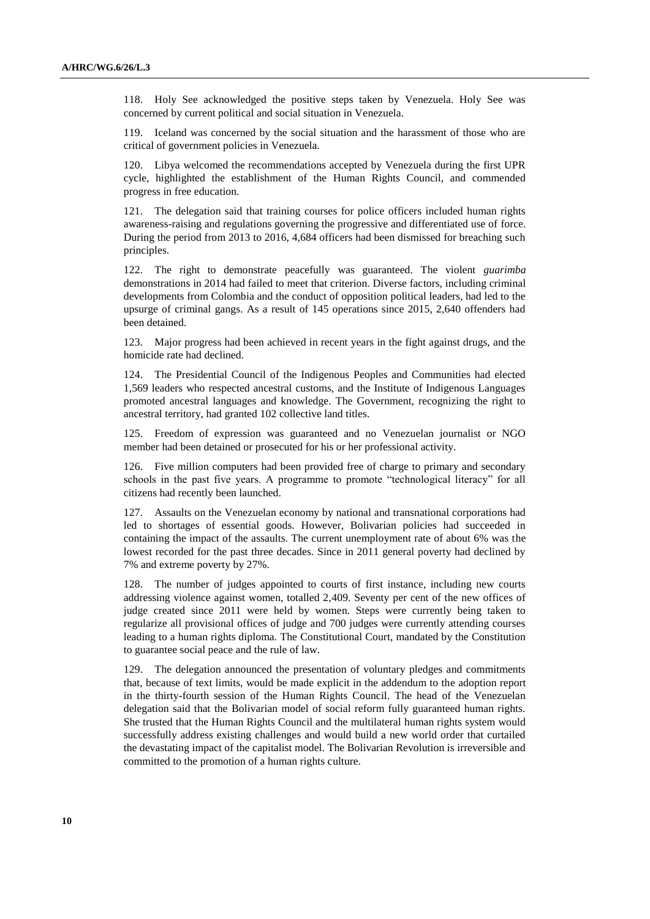118. Holy See acknowledged the positive steps taken by Venezuela. Holy See was concerned by current political and social situation in Venezuela.

119. Iceland was concerned by the social situation and the harassment of those who are critical of government policies in Venezuela.

120. Libya welcomed the recommendations accepted by Venezuela during the first UPR cycle, highlighted the establishment of the Human Rights Council, and commended progress in free education.

121. The delegation said that training courses for police officers included human rights awareness-raising and regulations governing the progressive and differentiated use of force. During the period from 2013 to 2016, 4,684 officers had been dismissed for breaching such principles.

122. The right to demonstrate peacefully was guaranteed. The violent *guarimba* demonstrations in 2014 had failed to meet that criterion. Diverse factors, including criminal developments from Colombia and the conduct of opposition political leaders, had led to the upsurge of criminal gangs. As a result of 145 operations since 2015, 2,640 offenders had been detained.

123. Major progress had been achieved in recent years in the fight against drugs, and the homicide rate had declined.

124. The Presidential Council of the Indigenous Peoples and Communities had elected 1,569 leaders who respected ancestral customs, and the Institute of Indigenous Languages promoted ancestral languages and knowledge. The Government, recognizing the right to ancestral territory, had granted 102 collective land titles.

125. Freedom of expression was guaranteed and no Venezuelan journalist or NGO member had been detained or prosecuted for his or her professional activity.

126. Five million computers had been provided free of charge to primary and secondary schools in the past five years. A programme to promote "technological literacy" for all citizens had recently been launched.

127. Assaults on the Venezuelan economy by national and transnational corporations had led to shortages of essential goods. However, Bolivarian policies had succeeded in containing the impact of the assaults. The current unemployment rate of about 6% was the lowest recorded for the past three decades. Since in 2011 general poverty had declined by 7% and extreme poverty by 27%.

128. The number of judges appointed to courts of first instance, including new courts addressing violence against women, totalled 2,409. Seventy per cent of the new offices of judge created since 2011 were held by women. Steps were currently being taken to regularize all provisional offices of judge and 700 judges were currently attending courses leading to a human rights diploma. The Constitutional Court, mandated by the Constitution to guarantee social peace and the rule of law.

129. The delegation announced the presentation of voluntary pledges and commitments that, because of text limits, would be made explicit in the addendum to the adoption report in the thirty-fourth session of the Human Rights Council. The head of the Venezuelan delegation said that the Bolivarian model of social reform fully guaranteed human rights. She trusted that the Human Rights Council and the multilateral human rights system would successfully address existing challenges and would build a new world order that curtailed the devastating impact of the capitalist model. The Bolivarian Revolution is irreversible and committed to the promotion of a human rights culture.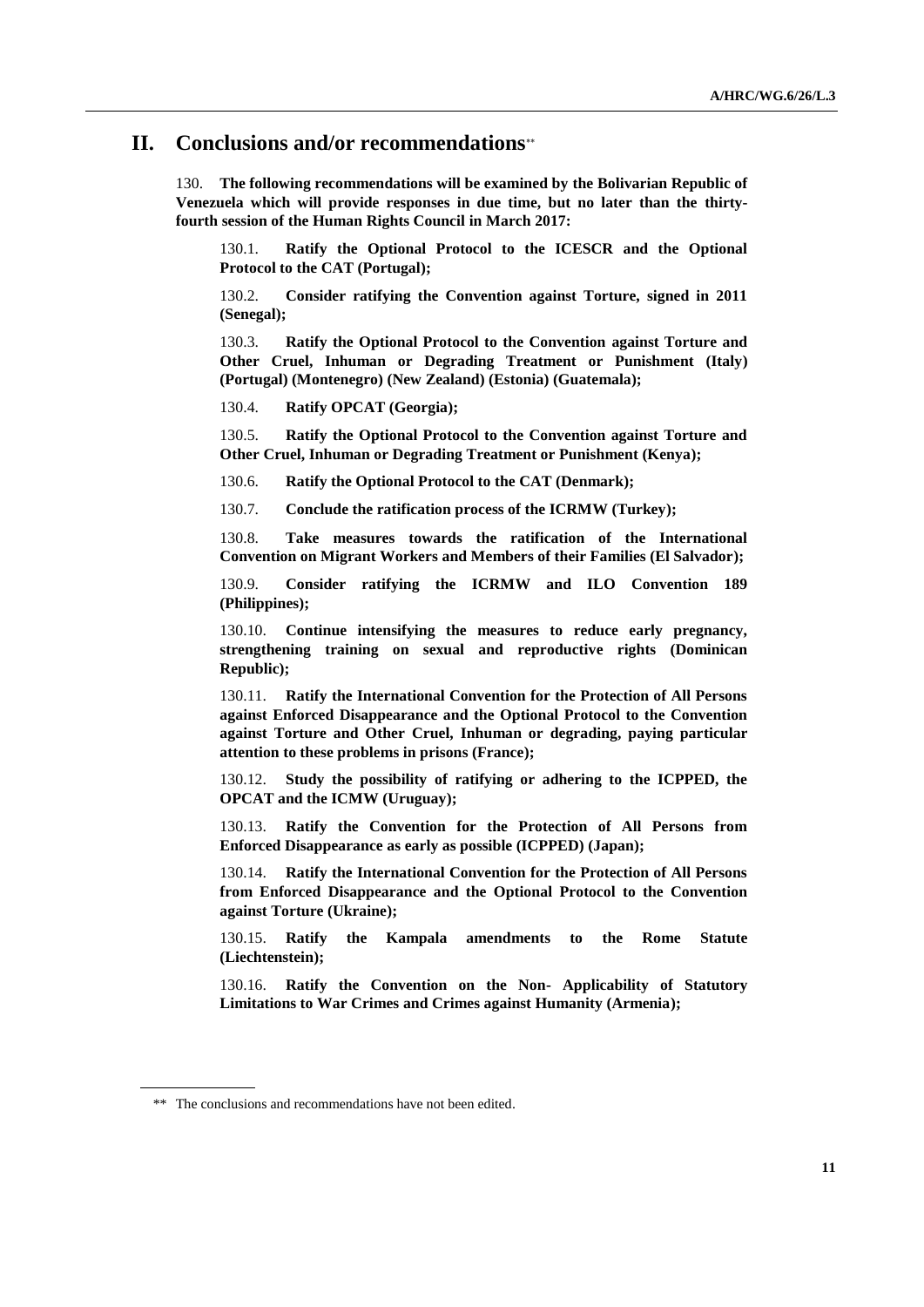## II. Conclusions and/or recommendations**

130. **The following recommendations will be examined by the Bolivarian Republic of Venezuela which will provide responses in due time, but no later than the thirty-fourth session of the Human Rights Council in March 2017:**

130.1. **Ratify the Optional Protocol to the ICESCR and the Optional Protocol to the CAT (Portugal);**

130.2. **Consider ratifying the Convention against Torture, signed in 2011 (Senegal);**

130.3. **Ratify the Optional Protocol to the Convention against Torture and Other Cruel, Inhuman or Degrading Treatment or Punishment (Italy) (Portugal) (Montenegro) (New Zealand) (Estonia) (Guatemala);**

130.4. **Ratify OPCAT (Georgia);**

130.5. **Ratify the Optional Protocol to the Convention against Torture and Other Cruel, Inhuman or Degrading Treatment or Punishment (Kenya);**

130.6. **Ratify the Optional Protocol to the CAT (Denmark);**

130.7. **Conclude the ratification process of the ICRMW (Turkey);**

130.8. **Take measures towards the ratification of the International Convention on Migrant Workers and Members of their Families (El Salvador);**

130.9. **Consider ratifying the ICRMW and ILO Convention 189 (Philippines);**

130.10. **Continue intensifying the measures to reduce early pregnancy, strengthening training on sexual and reproductive rights (Dominican Republic);**

130.11. **Ratify the International Convention for the Protection of All Persons against Enforced Disappearance and the Optional Protocol to the Convention against Torture and Other Cruel, Inhuman or degrading, paying particular attention to these problems in prisons (France);**

130.12. **Study the possibility of ratifying or adhering to the ICPPED, the OPCAT and the ICMW (Uruguay);**

130.13. **Ratify the Convention for the Protection of All Persons from Enforced Disappearance as early as possible (ICPPED) (Japan);**

130.14. **Ratify the International Convention for the Protection of All Persons from Enforced Disappearance and the Optional Protocol to the Convention against Torture (Ukraine);**

130.15. **Ratify the Kampala amendments to the Rome Statute (Liechtenstein);**

130.16. **Ratify the Convention on the Non- Applicability of Statutory Limitations to War Crimes and Crimes against Humanity (Armenia);**

---

** The conclusions and recommendations have not been edited.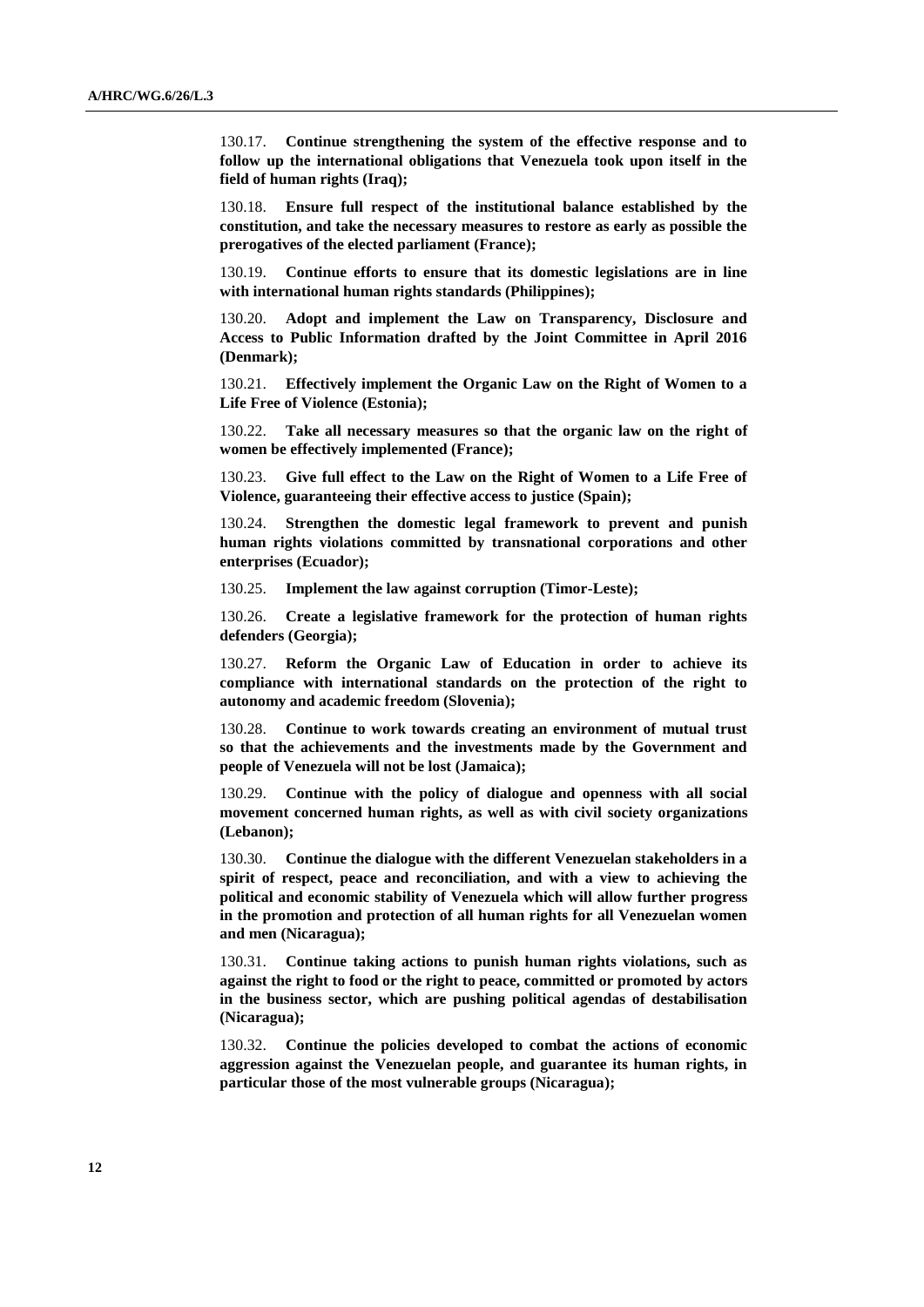130.17. **Continue strengthening the system of the effective response and to follow up the international obligations that Venezuela took upon itself in the field of human rights (Iraq);**

130.18. **Ensure full respect of the institutional balance established by the constitution, and take the necessary measures to restore as early as possible the prerogatives of the elected parliament (France);**

130.19. **Continue efforts to ensure that its domestic legislations are in line with international human rights standards (Philippines);**

130.20. **Adopt and implement the Law on Transparency, Disclosure and Access to Public Information drafted by the Joint Committee in April 2016 (Denmark);**

130.21. **Effectively implement the Organic Law on the Right of Women to a Life Free of Violence (Estonia);**

130.22. **Take all necessary measures so that the organic law on the right of women be effectively implemented (France);**

130.23. **Give full effect to the Law on the Right of Women to a Life Free of Violence, guaranteeing their effective access to justice (Spain);**

130.24. **Strengthen the domestic legal framework to prevent and punish human rights violations committed by transnational corporations and other enterprises (Ecuador);**

130.25. **Implement the law against corruption (Timor-Leste);**

130.26. **Create a legislative framework for the protection of human rights defenders (Georgia);**

130.27. **Reform the Organic Law of Education in order to achieve its compliance with international standards on the protection of the right to autonomy and academic freedom (Slovenia);**

130.28. **Continue to work towards creating an environment of mutual trust so that the achievements and the investments made by the Government and people of Venezuela will not be lost (Jamaica);**

130.29. **Continue with the policy of dialogue and openness with all social movement concerned human rights, as well as with civil society organizations (Lebanon);**

130.30. **Continue the dialogue with the different Venezuelan stakeholders in a spirit of respect, peace and reconciliation, and with a view to achieving the political and economic stability of Venezuela which will allow further progress in the promotion and protection of all human rights for all Venezuelan women and men (Nicaragua);**

130.31. **Continue taking actions to punish human rights violations, such as against the right to food or the right to peace, committed or promoted by actors in the business sector, which are pushing political agendas of destabilisation (Nicaragua);**

130.32. **Continue the policies developed to combat the actions of economic aggression against the Venezuelan people, and guarantee its human rights, in particular those of the most vulnerable groups (Nicaragua);**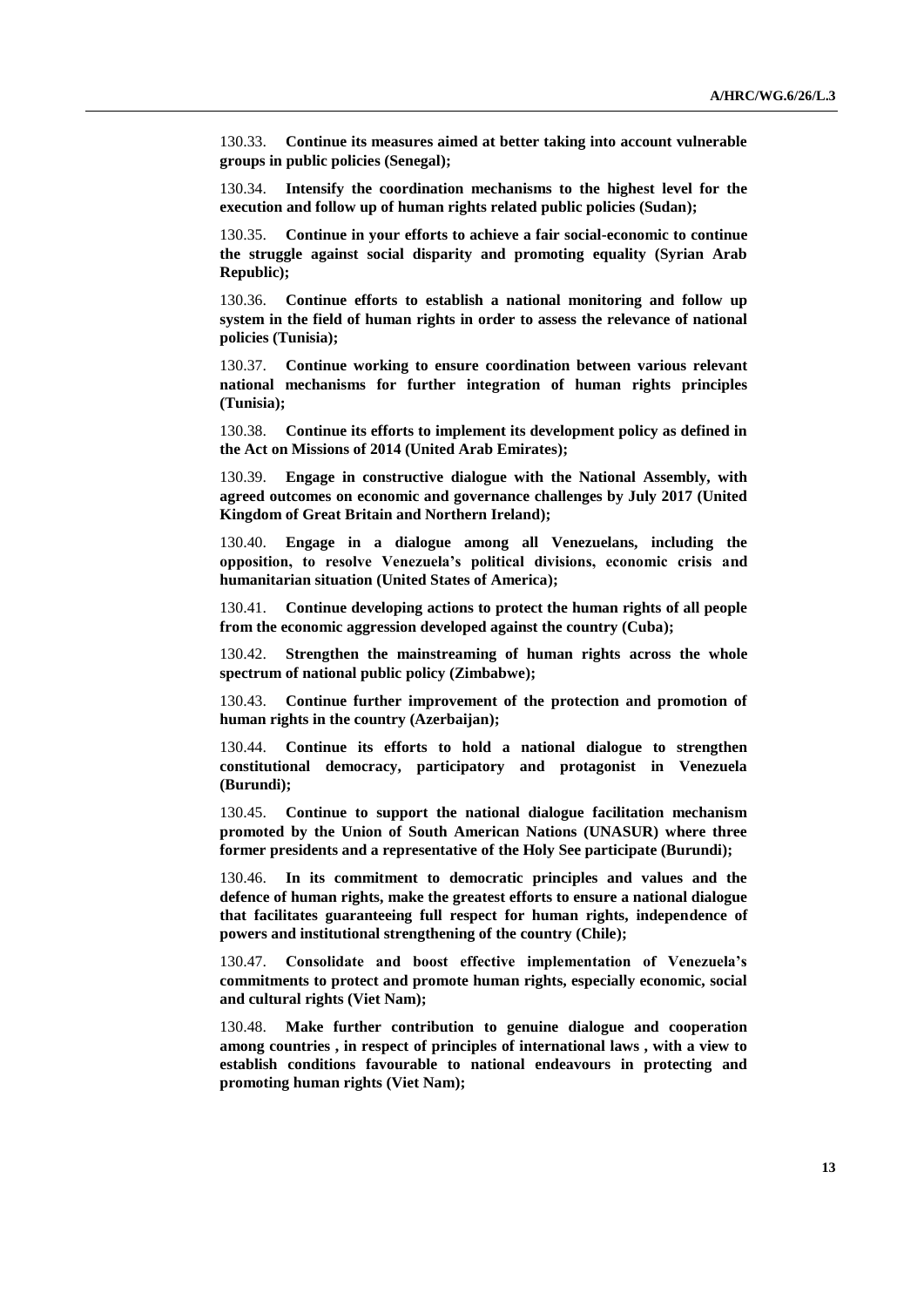130.33. **Continue its measures aimed at better taking into account vulnerable groups in public policies (Senegal);**

130.34. **Intensify the coordination mechanisms to the highest level for the execution and follow up of human rights related public policies (Sudan);**

130.35. **Continue in your efforts to achieve a fair social-economic to continue the struggle against social disparity and promoting equality (Syrian Arab Republic);**

130.36. **Continue efforts to establish a national monitoring and follow up system in the field of human rights in order to assess the relevance of national policies (Tunisia);**

130.37. **Continue working to ensure coordination between various relevant national mechanisms for further integration of human rights principles (Tunisia);**

130.38. **Continue its efforts to implement its development policy as defined in the Act on Missions of 2014 (United Arab Emirates);**

130.39. **Engage in constructive dialogue with the National Assembly, with agreed outcomes on economic and governance challenges by July 2017 (United Kingdom of Great Britain and Northern Ireland);**

130.40. **Engage in a dialogue among all Venezuelans, including the opposition, to resolve Venezuela's political divisions, economic crisis and humanitarian situation (United States of America);**

130.41. **Continue developing actions to protect the human rights of all people from the economic aggression developed against the country (Cuba);**

130.42. **Strengthen the mainstreaming of human rights across the whole spectrum of national public policy (Zimbabwe);**

130.43. **Continue further improvement of the protection and promotion of human rights in the country (Azerbaijan);**

130.44. **Continue its efforts to hold a national dialogue to strengthen constitutional democracy, participatory and protagonist in Venezuela (Burundi);**

130.45. **Continue to support the national dialogue facilitation mechanism promoted by the Union of South American Nations (UNASUR) where three former presidents and a representative of the Holy See participate (Burundi);**

130.46. **In its commitment to democratic principles and values and the defence of human rights, make the greatest efforts to ensure a national dialogue that facilitates guaranteeing full respect for human rights, independence of powers and institutional strengthening of the country (Chile);**

130.47. **Consolidate and boost effective implementation of Venezuela's commitments to protect and promote human rights, especially economic, social and cultural rights (Viet Nam);**

130.48. **Make further contribution to genuine dialogue and cooperation among countries , in respect of principles of international laws , with a view to establish conditions favourable to national endeavours in protecting and promoting human rights (Viet Nam);**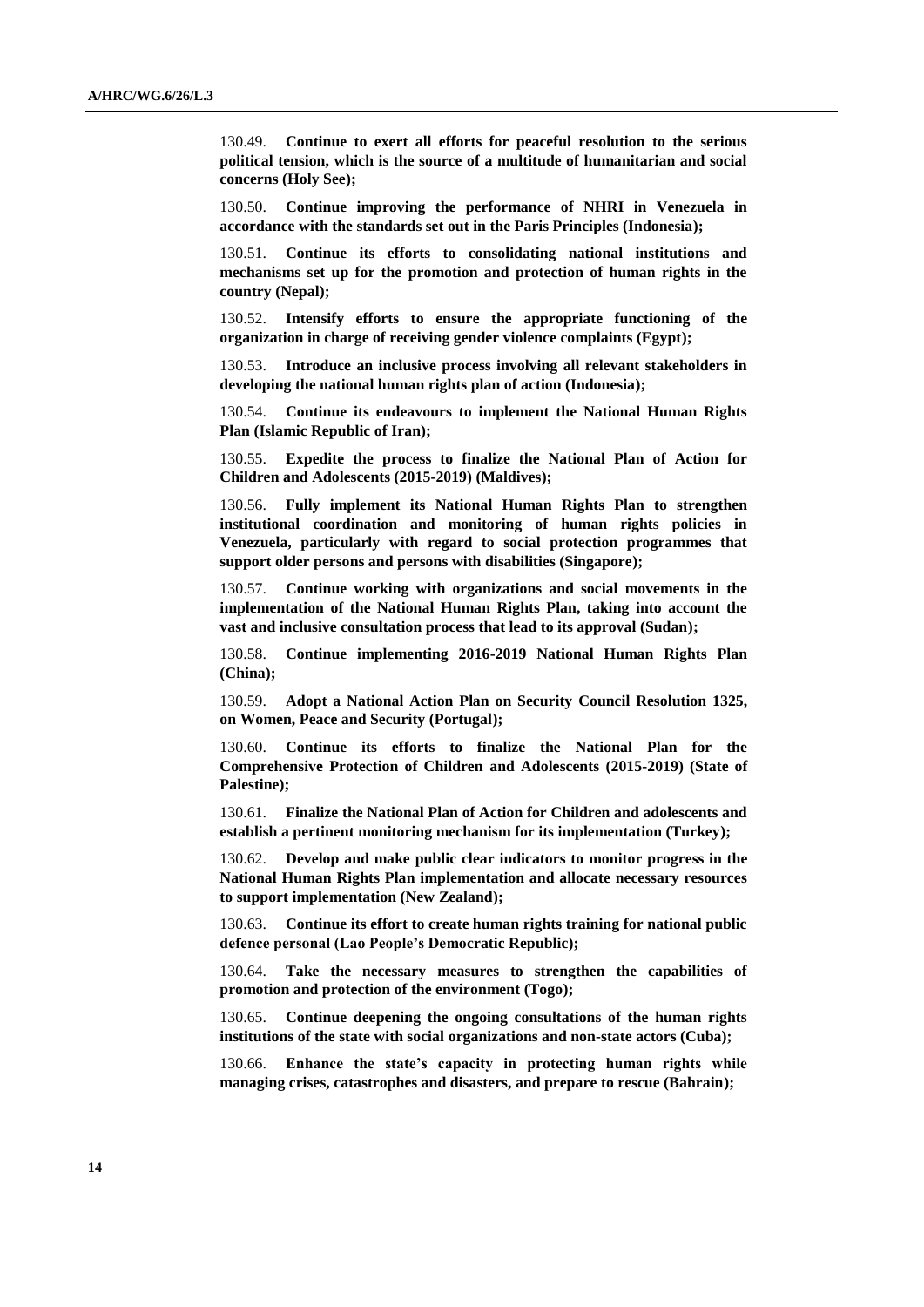130.49. **Continue to exert all efforts for peaceful resolution to the serious political tension, which is the source of a multitude of humanitarian and social concerns (Holy See);**

130.50. **Continue improving the performance of NHRI in Venezuela in accordance with the standards set out in the Paris Principles (Indonesia);**

130.51. **Continue its efforts to consolidating national institutions and mechanisms set up for the promotion and protection of human rights in the country (Nepal);**

130.52. **Intensify efforts to ensure the appropriate functioning of the organization in charge of receiving gender violence complaints (Egypt);**

130.53. **Introduce an inclusive process involving all relevant stakeholders in developing the national human rights plan of action (Indonesia);**

130.54. **Continue its endeavours to implement the National Human Rights Plan (Islamic Republic of Iran);**

130.55. **Expedite the process to finalize the National Plan of Action for Children and Adolescents (2015-2019) (Maldives);**

130.56. **Fully implement its National Human Rights Plan to strengthen institutional coordination and monitoring of human rights policies in Venezuela, particularly with regard to social protection programmes that support older persons and persons with disabilities (Singapore);**

130.57. **Continue working with organizations and social movements in the implementation of the National Human Rights Plan, taking into account the vast and inclusive consultation process that lead to its approval (Sudan);**

130.58. **Continue implementing 2016-2019 National Human Rights Plan (China);**

130.59. **Adopt a National Action Plan on Security Council Resolution 1325, on Women, Peace and Security (Portugal);**

130.60. **Continue its efforts to finalize the National Plan for the Comprehensive Protection of Children and Adolescents (2015-2019) (State of Palestine);**

130.61. **Finalize the National Plan of Action for Children and adolescents and establish a pertinent monitoring mechanism for its implementation (Turkey);**

130.62. **Develop and make public clear indicators to monitor progress in the National Human Rights Plan implementation and allocate necessary resources to support implementation (New Zealand);**

130.63. **Continue its effort to create human rights training for national public defence personal (Lao People's Democratic Republic);**

130.64. **Take the necessary measures to strengthen the capabilities of promotion and protection of the environment (Togo);**

130.65. **Continue deepening the ongoing consultations of the human rights institutions of the state with social organizations and non-state actors (Cuba);**

130.66. **Enhance the state's capacity in protecting human rights while managing crises, catastrophes and disasters, and prepare to rescue (Bahrain);**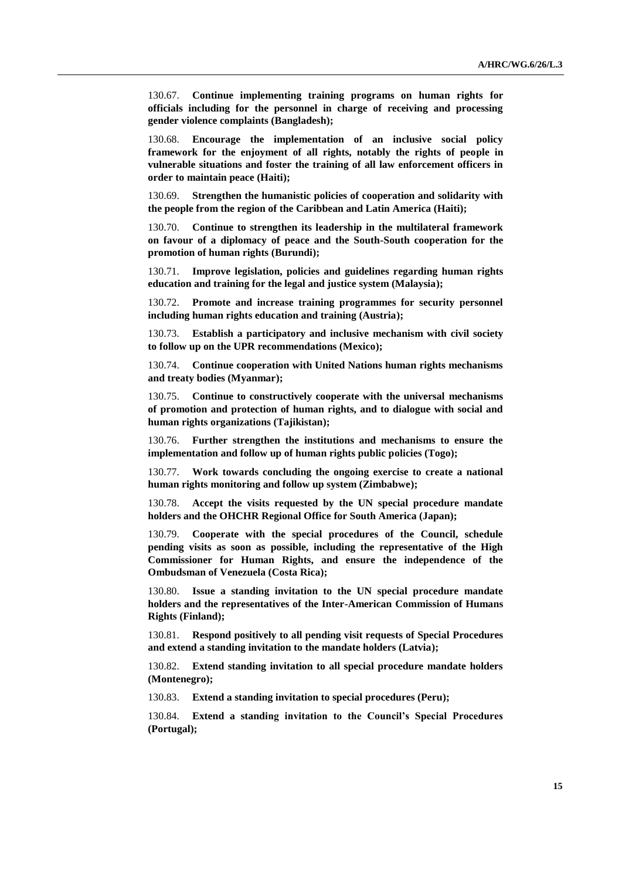130.67. **Continue implementing training programs on human rights for officials including for the personnel in charge of receiving and processing gender violence complaints (Bangladesh);**

130.68. **Encourage the implementation of an inclusive social policy framework for the enjoyment of all rights, notably the rights of people in vulnerable situations and foster the training of all law enforcement officers in order to maintain peace (Haiti);**

130.69. **Strengthen the humanistic policies of cooperation and solidarity with the people from the region of the Caribbean and Latin America (Haiti);**

130.70. **Continue to strengthen its leadership in the multilateral framework on favour of a diplomacy of peace and the South-South cooperation for the promotion of human rights (Burundi);**

130.71. **Improve legislation, policies and guidelines regarding human rights education and training for the legal and justice system (Malaysia);**

130.72. **Promote and increase training programmes for security personnel including human rights education and training (Austria);**

130.73. **Establish a participatory and inclusive mechanism with civil society to follow up on the UPR recommendations (Mexico);**

130.74. **Continue cooperation with United Nations human rights mechanisms and treaty bodies (Myanmar);**

130.75. **Continue to constructively cooperate with the universal mechanisms of promotion and protection of human rights, and to dialogue with social and human rights organizations (Tajikistan);**

130.76. **Further strengthen the institutions and mechanisms to ensure the implementation and follow up of human rights public policies (Togo);**

130.77. **Work towards concluding the ongoing exercise to create a national human rights monitoring and follow up system (Zimbabwe);**

130.78. **Accept the visits requested by the UN special procedure mandate holders and the OHCHR Regional Office for South America (Japan);**

130.79. **Cooperate with the special procedures of the Council, schedule pending visits as soon as possible, including the representative of the High Commissioner for Human Rights, and ensure the independence of the Ombudsman of Venezuela (Costa Rica);**

130.80. **Issue a standing invitation to the UN special procedure mandate holders and the representatives of the Inter-American Commission of Humans Rights (Finland);**

130.81. **Respond positively to all pending visit requests of Special Procedures and extend a standing invitation to the mandate holders (Latvia);**

130.82. **Extend standing invitation to all special procedure mandate holders (Montenegro);**

130.83. **Extend a standing invitation to special procedures (Peru);**

130.84. **Extend a standing invitation to the Council's Special Procedures (Portugal);**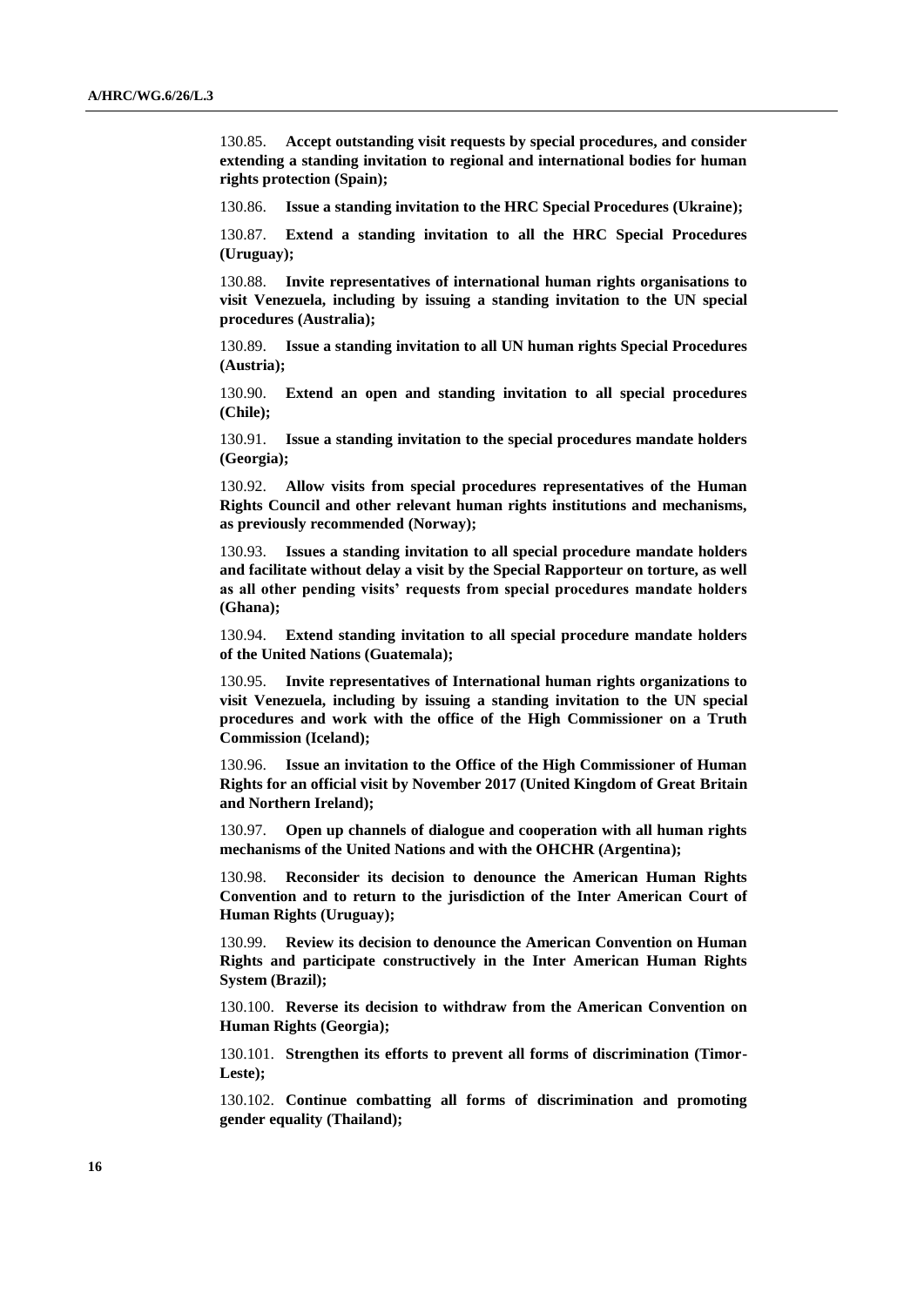130.85. **Accept outstanding visit requests by special procedures, and consider extending a standing invitation to regional and international bodies for human rights protection (Spain);**

130.86. **Issue a standing invitation to the HRC Special Procedures (Ukraine);**

130.87. **Extend a standing invitation to all the HRC Special Procedures (Uruguay);**

130.88. **Invite representatives of international human rights organisations to visit Venezuela, including by issuing a standing invitation to the UN special procedures (Australia);**

130.89. **Issue a standing invitation to all UN human rights Special Procedures (Austria);**

130.90. **Extend an open and standing invitation to all special procedures (Chile);**

130.91. **Issue a standing invitation to the special procedures mandate holders (Georgia);**

130.92. **Allow visits from special procedures representatives of the Human Rights Council and other relevant human rights institutions and mechanisms, as previously recommended (Norway);**

130.93. **Issues a standing invitation to all special procedure mandate holders and facilitate without delay a visit by the Special Rapporteur on torture, as well as all other pending visits' requests from special procedures mandate holders (Ghana);**

130.94. **Extend standing invitation to all special procedure mandate holders of the United Nations (Guatemala);**

130.95. **Invite representatives of International human rights organizations to visit Venezuela, including by issuing a standing invitation to the UN special procedures and work with the office of the High Commissioner on a Truth Commission (Iceland);**

130.96. **Issue an invitation to the Office of the High Commissioner of Human Rights for an official visit by November 2017 (United Kingdom of Great Britain and Northern Ireland);**

130.97. **Open up channels of dialogue and cooperation with all human rights mechanisms of the United Nations and with the OHCHR (Argentina);**

130.98. **Reconsider its decision to denounce the American Human Rights Convention and to return to the jurisdiction of the Inter American Court of Human Rights (Uruguay);**

130.99. **Review its decision to denounce the American Convention on Human Rights and participate constructively in the Inter American Human Rights System (Brazil);**

130.100. **Reverse its decision to withdraw from the American Convention on Human Rights (Georgia);**

130.101. **Strengthen its efforts to prevent all forms of discrimination (Timor-Leste);**

130.102. **Continue combatting all forms of discrimination and promoting gender equality (Thailand);**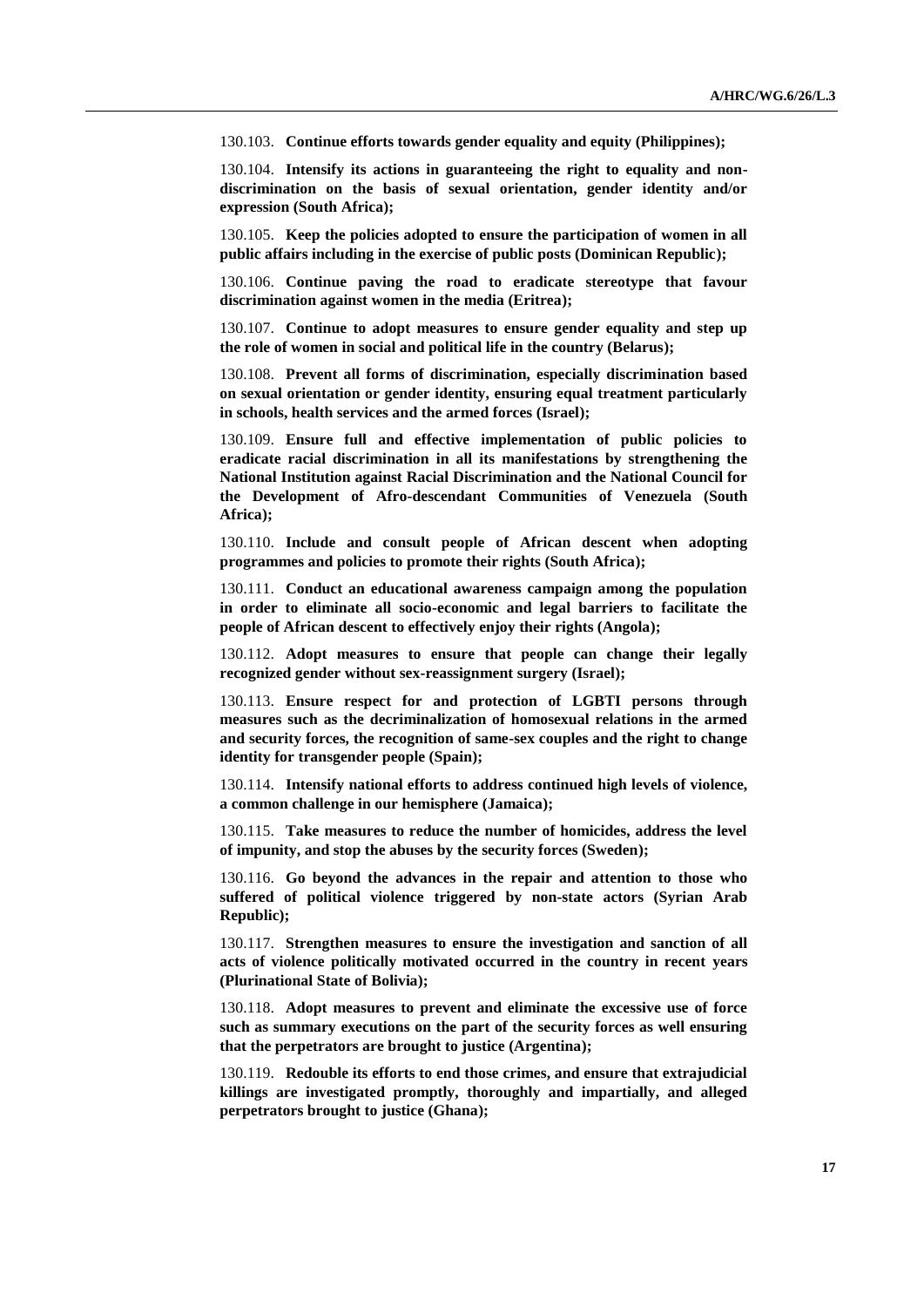130.103. **Continue efforts towards gender equality and equity (Philippines);**

130.104. **Intensify its actions in guaranteeing the right to equality and non-discrimination on the basis of sexual orientation, gender identity and/or expression (South Africa);**

130.105. **Keep the policies adopted to ensure the participation of women in all public affairs including in the exercise of public posts (Dominican Republic);**

130.106. **Continue paving the road to eradicate stereotype that favour discrimination against women in the media (Eritrea);**

130.107. **Continue to adopt measures to ensure gender equality and step up the role of women in social and political life in the country (Belarus);**

130.108. **Prevent all forms of discrimination, especially discrimination based on sexual orientation or gender identity, ensuring equal treatment particularly in schools, health services and the armed forces (Israel);**

130.109. **Ensure full and effective implementation of public policies to eradicate racial discrimination in all its manifestations by strengthening the National Institution against Racial Discrimination and the National Council for the Development of Afro-descendant Communities of Venezuela (South Africa);**

130.110. **Include and consult people of African descent when adopting programmes and policies to promote their rights (South Africa);**

130.111. **Conduct an educational awareness campaign among the population in order to eliminate all socio-economic and legal barriers to facilitate the people of African descent to effectively enjoy their rights (Angola);**

130.112. **Adopt measures to ensure that people can change their legally recognized gender without sex-reassignment surgery (Israel);**

130.113. **Ensure respect for and protection of LGBTI persons through measures such as the decriminalization of homosexual relations in the armed and security forces, the recognition of same-sex couples and the right to change identity for transgender people (Spain);**

130.114. **Intensify national efforts to address continued high levels of violence, a common challenge in our hemisphere (Jamaica);**

130.115. **Take measures to reduce the number of homicides, address the level of impunity, and stop the abuses by the security forces (Sweden);**

130.116. **Go beyond the advances in the repair and attention to those who suffered of political violence triggered by non-state actors (Syrian Arab Republic);**

130.117. **Strengthen measures to ensure the investigation and sanction of all acts of violence politically motivated occurred in the country in recent years (Plurinational State of Bolivia);**

130.118. **Adopt measures to prevent and eliminate the excessive use of force such as summary executions on the part of the security forces as well ensuring that the perpetrators are brought to justice (Argentina);**

130.119. **Redouble its efforts to end those crimes, and ensure that extrajudicial killings are investigated promptly, thoroughly and impartially, and alleged perpetrators brought to justice (Ghana);**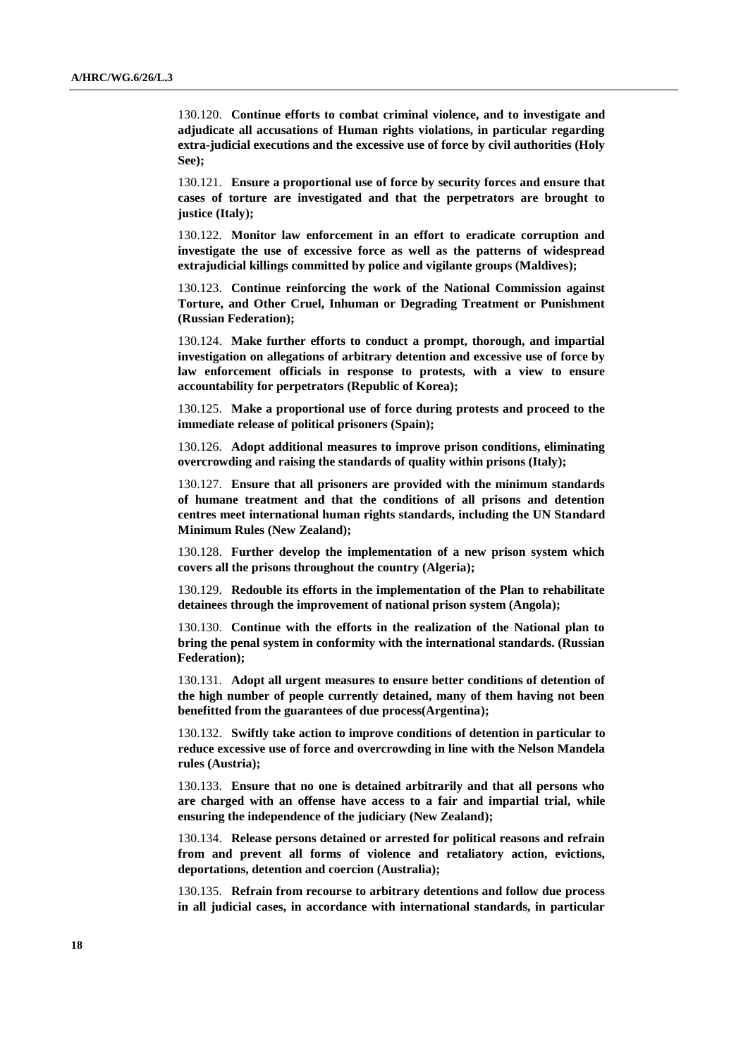130.120. **Continue efforts to combat criminal violence, and to investigate and adjudicate all accusations of Human rights violations, in particular regarding extra-judicial executions and the excessive use of force by civil authorities (Holy See);**

130.121. **Ensure a proportional use of force by security forces and ensure that cases of torture are investigated and that the perpetrators are brought to justice (Italy);**

130.122. **Monitor law enforcement in an effort to eradicate corruption and investigate the use of excessive force as well as the patterns of widespread extrajudicial killings committed by police and vigilante groups (Maldives);**

130.123. **Continue reinforcing the work of the National Commission against Torture, and Other Cruel, Inhuman or Degrading Treatment or Punishment (Russian Federation);**

130.124. **Make further efforts to conduct a prompt, thorough, and impartial investigation on allegations of arbitrary detention and excessive use of force by law enforcement officials in response to protests, with a view to ensure accountability for perpetrators (Republic of Korea);**

130.125. **Make a proportional use of force during protests and proceed to the immediate release of political prisoners (Spain);**

130.126. **Adopt additional measures to improve prison conditions, eliminating overcrowding and raising the standards of quality within prisons (Italy);**

130.127. **Ensure that all prisoners are provided with the minimum standards of humane treatment and that the conditions of all prisons and detention centres meet international human rights standards, including the UN Standard Minimum Rules (New Zealand);**

130.128. **Further develop the implementation of a new prison system which covers all the prisons throughout the country (Algeria);**

130.129. **Redouble its efforts in the implementation of the Plan to rehabilitate detainees through the improvement of national prison system (Angola);**

130.130. **Continue with the efforts in the realization of the National plan to bring the penal system in conformity with the international standards. (Russian Federation);**

130.131. **Adopt all urgent measures to ensure better conditions of detention of the high number of people currently detained, many of them having not been benefitted from the guarantees of due process(Argentina);**

130.132. **Swiftly take action to improve conditions of detention in particular to reduce excessive use of force and overcrowding in line with the Nelson Mandela rules (Austria);**

130.133. **Ensure that no one is detained arbitrarily and that all persons who are charged with an offense have access to a fair and impartial trial, while ensuring the independence of the judiciary (New Zealand);**

130.134. **Release persons detained or arrested for political reasons and refrain from and prevent all forms of violence and retaliatory action, evictions, deportations, detention and coercion (Australia);**

130.135. **Refrain from recourse to arbitrary detentions and follow due process in all judicial cases, in accordance with international standards, in particular**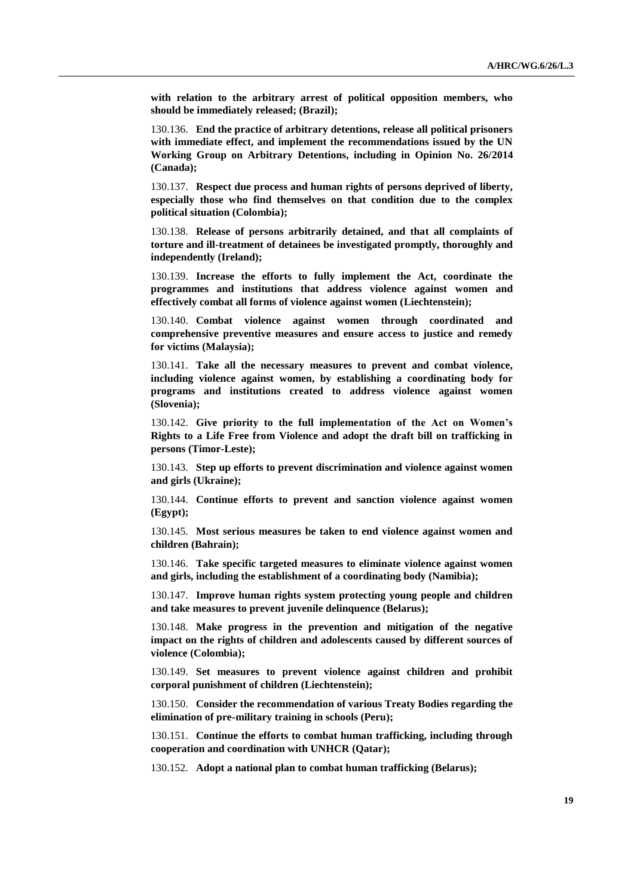**with relation to the arbitrary arrest of political opposition members, who should be immediately released; (Brazil);**

130.136. **End the practice of arbitrary detentions, release all political prisoners with immediate effect, and implement the recommendations issued by the UN Working Group on Arbitrary Detentions, including in Opinion No. 26/2014 (Canada);**

130.137. **Respect due process and human rights of persons deprived of liberty, especially those who find themselves on that condition due to the complex political situation (Colombia);**

130.138. **Release of persons arbitrarily detained, and that all complaints of torture and ill-treatment of detainees be investigated promptly, thoroughly and independently (Ireland);**

130.139. **Increase the efforts to fully implement the Act, coordinate the programmes and institutions that address violence against women and effectively combat all forms of violence against women (Liechtenstein);**

130.140. **Combat violence against women through coordinated and comprehensive preventive measures and ensure access to justice and remedy for victims (Malaysia);**

130.141. **Take all the necessary measures to prevent and combat violence, including violence against women, by establishing a coordinating body for programs and institutions created to address violence against women (Slovenia);**

130.142. **Give priority to the full implementation of the Act on Women's Rights to a Life Free from Violence and adopt the draft bill on trafficking in persons (Timor-Leste);**

130.143. **Step up efforts to prevent discrimination and violence against women and girls (Ukraine);**

130.144. **Continue efforts to prevent and sanction violence against women (Egypt);**

130.145. **Most serious measures be taken to end violence against women and children (Bahrain);**

130.146. **Take specific targeted measures to eliminate violence against women and girls, including the establishment of a coordinating body (Namibia);**

130.147. **Improve human rights system protecting young people and children and take measures to prevent juvenile delinquence (Belarus);**

130.148. **Make progress in the prevention and mitigation of the negative impact on the rights of children and adolescents caused by different sources of violence (Colombia);**

130.149. **Set measures to prevent violence against children and prohibit corporal punishment of children (Liechtenstein);**

130.150. **Consider the recommendation of various Treaty Bodies regarding the elimination of pre-military training in schools (Peru);**

130.151. **Continue the efforts to combat human trafficking, including through cooperation and coordination with UNHCR (Qatar);**

130.152. **Adopt a national plan to combat human trafficking (Belarus);**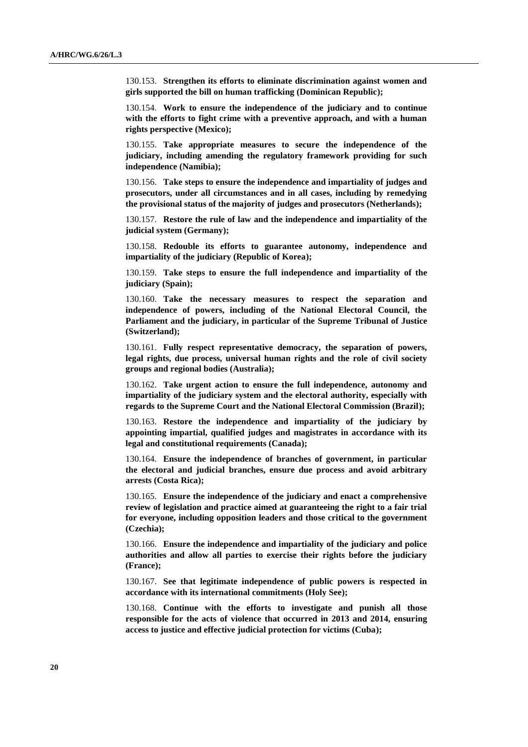130.153. **Strengthen its efforts to eliminate discrimination against women and girls supported the bill on human trafficking (Dominican Republic);**

130.154. **Work to ensure the independence of the judiciary and to continue with the efforts to fight crime with a preventive approach, and with a human rights perspective (Mexico);**

130.155. **Take appropriate measures to secure the independence of the judiciary, including amending the regulatory framework providing for such independence (Namibia);**

130.156. **Take steps to ensure the independence and impartiality of judges and prosecutors, under all circumstances and in all cases, including by remedying the provisional status of the majority of judges and prosecutors (Netherlands);**

130.157. **Restore the rule of law and the independence and impartiality of the judicial system (Germany);**

130.158. **Redouble its efforts to guarantee autonomy, independence and impartiality of the judiciary (Republic of Korea);**

130.159. **Take steps to ensure the full independence and impartiality of the judiciary (Spain);**

130.160. **Take the necessary measures to respect the separation and independence of powers, including of the National Electoral Council, the Parliament and the judiciary, in particular of the Supreme Tribunal of Justice (Switzerland);**

130.161. **Fully respect representative democracy, the separation of powers, legal rights, due process, universal human rights and the role of civil society groups and regional bodies (Australia);**

130.162. **Take urgent action to ensure the full independence, autonomy and impartiality of the judiciary system and the electoral authority, especially with regards to the Supreme Court and the National Electoral Commission (Brazil);**

130.163. **Restore the independence and impartiality of the judiciary by appointing impartial, qualified judges and magistrates in accordance with its legal and constitutional requirements (Canada);**

130.164. **Ensure the independence of branches of government, in particular the electoral and judicial branches, ensure due process and avoid arbitrary arrests (Costa Rica);**

130.165. **Ensure the independence of the judiciary and enact a comprehensive review of legislation and practice aimed at guaranteeing the right to a fair trial for everyone, including opposition leaders and those critical to the government (Czechia);**

130.166. **Ensure the independence and impartiality of the judiciary and police authorities and allow all parties to exercise their rights before the judiciary (France);**

130.167. **See that legitimate independence of public powers is respected in accordance with its international commitments (Holy See);**

130.168. **Continue with the efforts to investigate and punish all those responsible for the acts of violence that occurred in 2013 and 2014, ensuring access to justice and effective judicial protection for victims (Cuba);**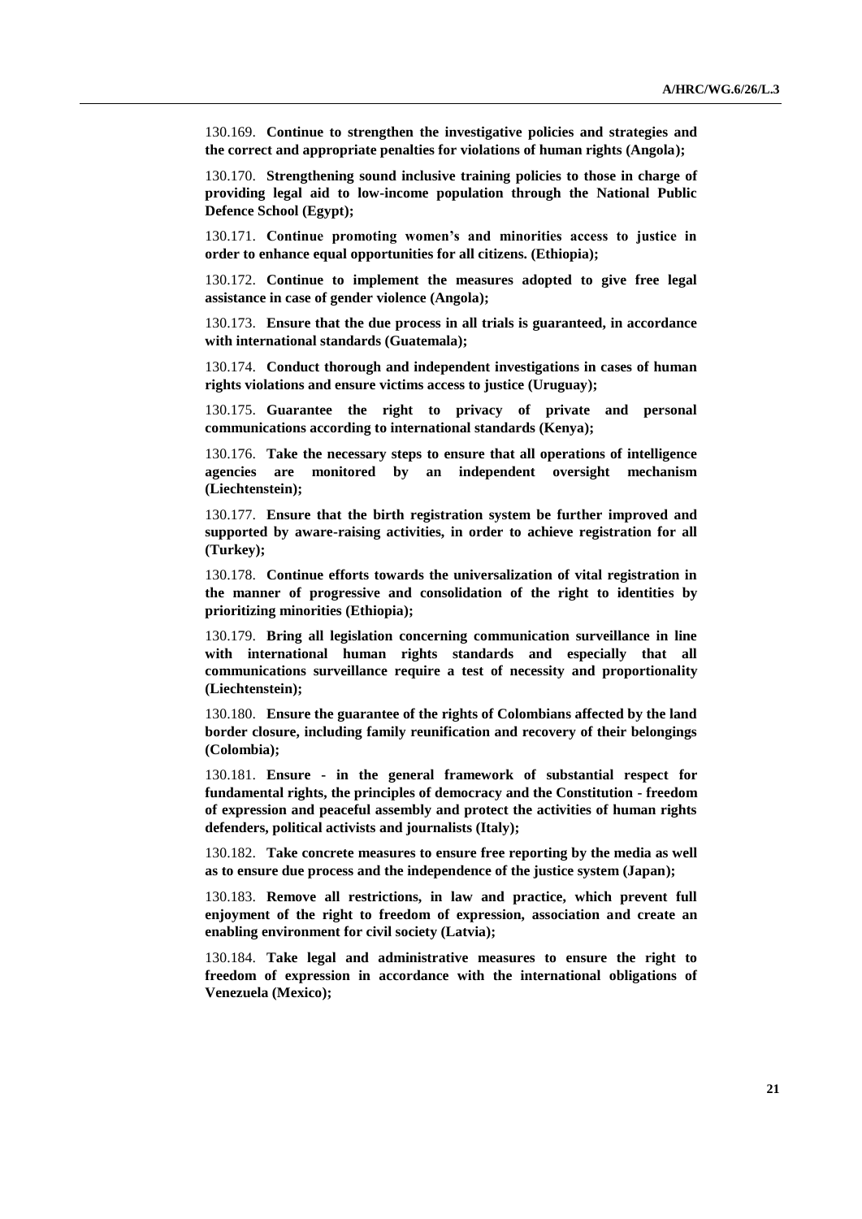130.169. **Continue to strengthen the investigative policies and strategies and the correct and appropriate penalties for violations of human rights (Angola);**

130.170. **Strengthening sound inclusive training policies to those in charge of providing legal aid to low-income population through the National Public Defence School (Egypt);**

130.171. **Continue promoting women's and minorities access to justice in order to enhance equal opportunities for all citizens. (Ethiopia);**

130.172. **Continue to implement the measures adopted to give free legal assistance in case of gender violence (Angola);**

130.173. **Ensure that the due process in all trials is guaranteed, in accordance with international standards (Guatemala);**

130.174. **Conduct thorough and independent investigations in cases of human rights violations and ensure victims access to justice (Uruguay);**

130.175. **Guarantee the right to privacy of private and personal communications according to international standards (Kenya);**

130.176. **Take the necessary steps to ensure that all operations of intelligence agencies are monitored by an independent oversight mechanism (Liechtenstein);**

130.177. **Ensure that the birth registration system be further improved and supported by aware-raising activities, in order to achieve registration for all (Turkey);**

130.178. **Continue efforts towards the universalization of vital registration in the manner of progressive and consolidation of the right to identities by prioritizing minorities (Ethiopia);**

130.179. **Bring all legislation concerning communication surveillance in line with international human rights standards and especially that all communications surveillance require a test of necessity and proportionality (Liechtenstein);**

130.180. **Ensure the guarantee of the rights of Colombians affected by the land border closure, including family reunification and recovery of their belongings (Colombia);**

130.181. **Ensure - in the general framework of substantial respect for fundamental rights, the principles of democracy and the Constitution - freedom of expression and peaceful assembly and protect the activities of human rights defenders, political activists and journalists (Italy);**

130.182. **Take concrete measures to ensure free reporting by the media as well as to ensure due process and the independence of the justice system (Japan);**

130.183. **Remove all restrictions, in law and practice, which prevent full enjoyment of the right to freedom of expression, association and create an enabling environment for civil society (Latvia);**

130.184. **Take legal and administrative measures to ensure the right to freedom of expression in accordance with the international obligations of Venezuela (Mexico);**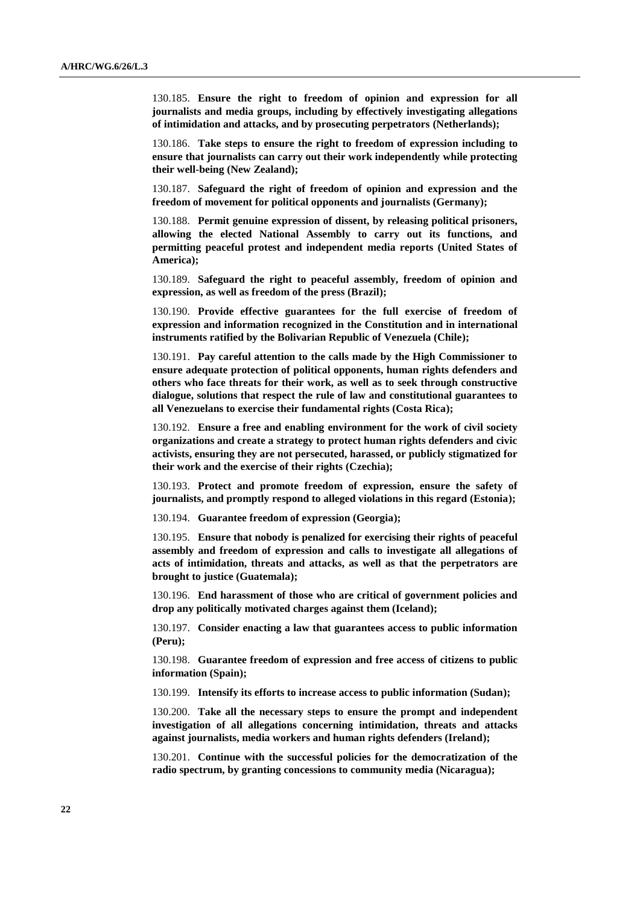130.185. **Ensure the right to freedom of opinion and expression for all journalists and media groups, including by effectively investigating allegations of intimidation and attacks, and by prosecuting perpetrators (Netherlands);**

130.186. **Take steps to ensure the right to freedom of expression including to ensure that journalists can carry out their work independently while protecting their well-being (New Zealand);**

130.187. **Safeguard the right of freedom of opinion and expression and the freedom of movement for political opponents and journalists (Germany);**

130.188. **Permit genuine expression of dissent, by releasing political prisoners, allowing the elected National Assembly to carry out its functions, and permitting peaceful protest and independent media reports (United States of America);**

130.189. **Safeguard the right to peaceful assembly, freedom of opinion and expression, as well as freedom of the press (Brazil);**

130.190. **Provide effective guarantees for the full exercise of freedom of expression and information recognized in the Constitution and in international instruments ratified by the Bolivarian Republic of Venezuela (Chile);**

130.191. **Pay careful attention to the calls made by the High Commissioner to ensure adequate protection of political opponents, human rights defenders and others who face threats for their work, as well as to seek through constructive dialogue, solutions that respect the rule of law and constitutional guarantees to all Venezuelans to exercise their fundamental rights (Costa Rica);**

130.192. **Ensure a free and enabling environment for the work of civil society organizations and create a strategy to protect human rights defenders and civic activists, ensuring they are not persecuted, harassed, or publicly stigmatized for their work and the exercise of their rights (Czechia);**

130.193. **Protect and promote freedom of expression, ensure the safety of journalists, and promptly respond to alleged violations in this regard (Estonia);**

130.194. **Guarantee freedom of expression (Georgia);**

130.195. **Ensure that nobody is penalized for exercising their rights of peaceful assembly and freedom of expression and calls to investigate all allegations of acts of intimidation, threats and attacks, as well as that the perpetrators are brought to justice (Guatemala);**

130.196. **End harassment of those who are critical of government policies and drop any politically motivated charges against them (Iceland);**

130.197. **Consider enacting a law that guarantees access to public information (Peru);**

130.198. **Guarantee freedom of expression and free access of citizens to public information (Spain);**

130.199. **Intensify its efforts to increase access to public information (Sudan);**

130.200. **Take all the necessary steps to ensure the prompt and independent investigation of all allegations concerning intimidation, threats and attacks against journalists, media workers and human rights defenders (Ireland);**

130.201. **Continue with the successful policies for the democratization of the radio spectrum, by granting concessions to community media (Nicaragua);**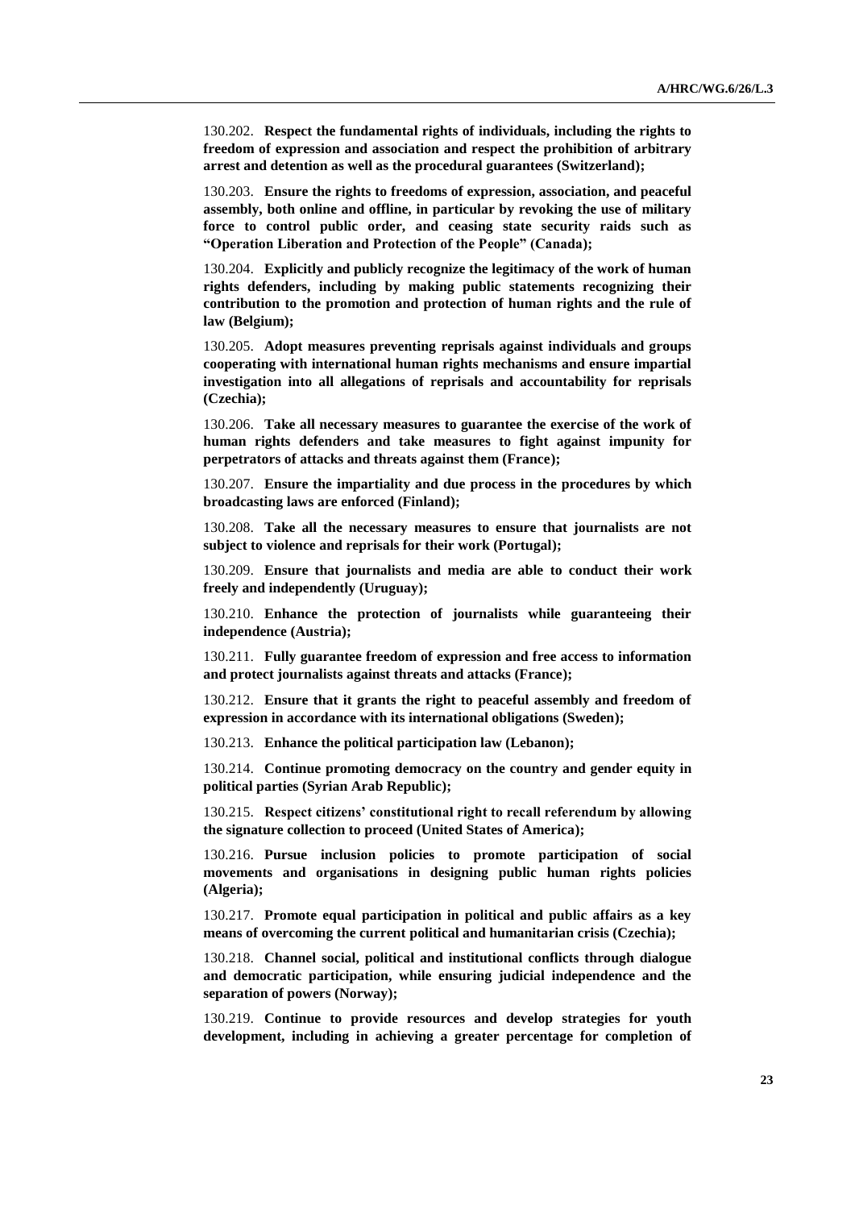130.202. **Respect the fundamental rights of individuals, including the rights to freedom of expression and association and respect the prohibition of arbitrary arrest and detention as well as the procedural guarantees (Switzerland);**

130.203. **Ensure the rights to freedoms of expression, association, and peaceful assembly, both online and offline, in particular by revoking the use of military force to control public order, and ceasing state security raids such as "Operation Liberation and Protection of the People" (Canada);**

130.204. **Explicitly and publicly recognize the legitimacy of the work of human rights defenders, including by making public statements recognizing their contribution to the promotion and protection of human rights and the rule of law (Belgium);**

130.205. **Adopt measures preventing reprisals against individuals and groups cooperating with international human rights mechanisms and ensure impartial investigation into all allegations of reprisals and accountability for reprisals (Czechia);**

130.206. **Take all necessary measures to guarantee the exercise of the work of human rights defenders and take measures to fight against impunity for perpetrators of attacks and threats against them (France);**

130.207. **Ensure the impartiality and due process in the procedures by which broadcasting laws are enforced (Finland);**

130.208. **Take all the necessary measures to ensure that journalists are not subject to violence and reprisals for their work (Portugal);**

130.209. **Ensure that journalists and media are able to conduct their work freely and independently (Uruguay);**

130.210. **Enhance the protection of journalists while guaranteeing their independence (Austria);**

130.211. **Fully guarantee freedom of expression and free access to information and protect journalists against threats and attacks (France);**

130.212. **Ensure that it grants the right to peaceful assembly and freedom of expression in accordance with its international obligations (Sweden);**

130.213. **Enhance the political participation law (Lebanon);**

130.214. **Continue promoting democracy on the country and gender equity in political parties (Syrian Arab Republic);**

130.215. **Respect citizens' constitutional right to recall referendum by allowing the signature collection to proceed (United States of America);**

130.216. **Pursue inclusion policies to promote participation of social movements and organisations in designing public human rights policies (Algeria);**

130.217. **Promote equal participation in political and public affairs as a key means of overcoming the current political and humanitarian crisis (Czechia);**

130.218. **Channel social, political and institutional conflicts through dialogue and democratic participation, while ensuring judicial independence and the separation of powers (Norway);**

130.219. **Continue to provide resources and develop strategies for youth development, including in achieving a greater percentage for completion of**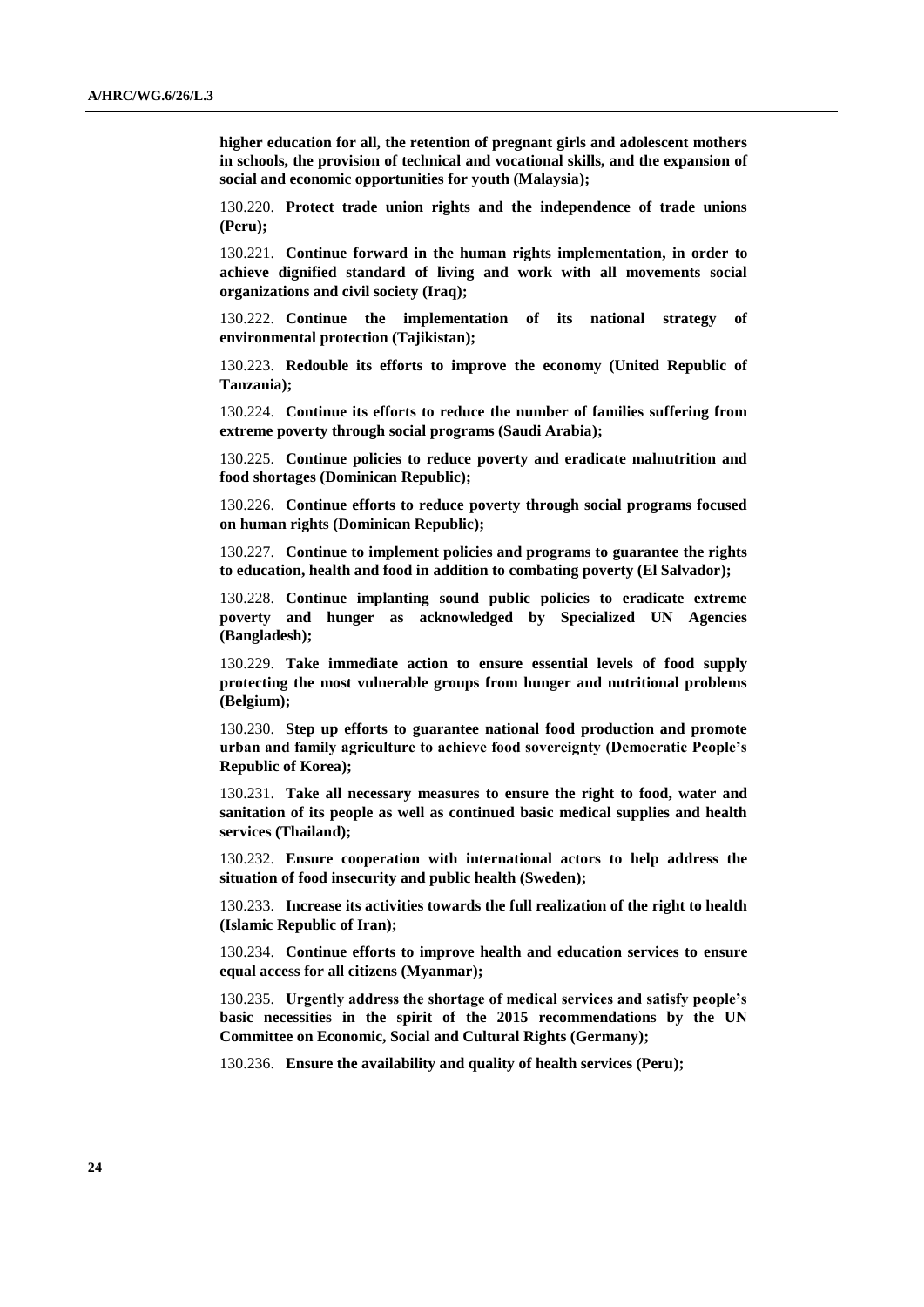**higher education for all, the retention of pregnant girls and adolescent mothers in schools, the provision of technical and vocational skills, and the expansion of social and economic opportunities for youth (Malaysia);**

130.220. **Protect trade union rights and the independence of trade unions (Peru);**

130.221. **Continue forward in the human rights implementation, in order to achieve dignified standard of living and work with all movements social organizations and civil society (Iraq);**

130.222. **Continue the implementation of its national strategy of environmental protection (Tajikistan);**

130.223. **Redouble its efforts to improve the economy (United Republic of Tanzania);**

130.224. **Continue its efforts to reduce the number of families suffering from extreme poverty through social programs (Saudi Arabia);**

130.225. **Continue policies to reduce poverty and eradicate malnutrition and food shortages (Dominican Republic);**

130.226. **Continue efforts to reduce poverty through social programs focused on human rights (Dominican Republic);**

130.227. **Continue to implement policies and programs to guarantee the rights to education, health and food in addition to combating poverty (El Salvador);**

130.228. **Continue implanting sound public policies to eradicate extreme poverty and hunger as acknowledged by Specialized UN Agencies (Bangladesh);**

130.229. **Take immediate action to ensure essential levels of food supply protecting the most vulnerable groups from hunger and nutritional problems (Belgium);**

130.230. **Step up efforts to guarantee national food production and promote urban and family agriculture to achieve food sovereignty (Democratic People's Republic of Korea);**

130.231. **Take all necessary measures to ensure the right to food, water and sanitation of its people as well as continued basic medical supplies and health services (Thailand);**

130.232. **Ensure cooperation with international actors to help address the situation of food insecurity and public health (Sweden);**

130.233. **Increase its activities towards the full realization of the right to health (Islamic Republic of Iran);**

130.234. **Continue efforts to improve health and education services to ensure equal access for all citizens (Myanmar);**

130.235. **Urgently address the shortage of medical services and satisfy people's basic necessities in the spirit of the 2015 recommendations by the UN Committee on Economic, Social and Cultural Rights (Germany);**

130.236. **Ensure the availability and quality of health services (Peru);**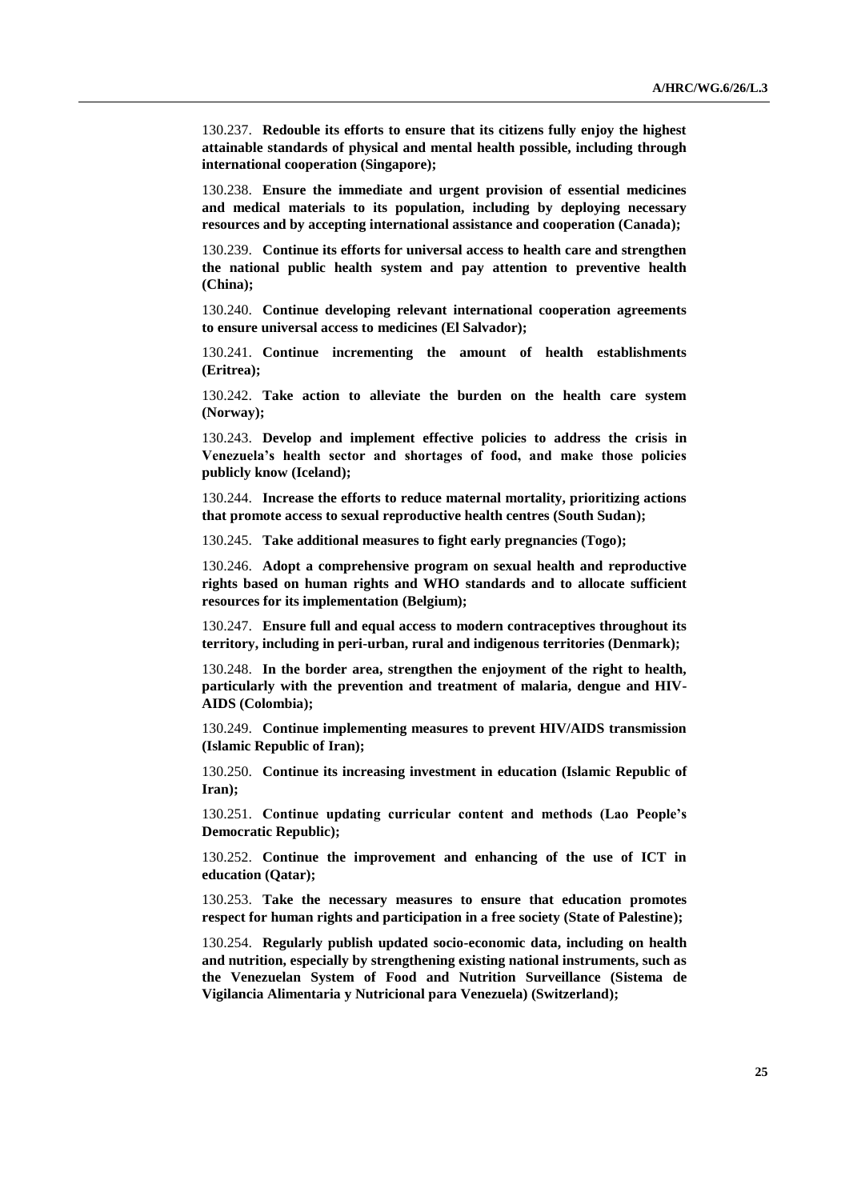130.237. **Redouble its efforts to ensure that its citizens fully enjoy the highest attainable standards of physical and mental health possible, including through international cooperation (Singapore);**

130.238. **Ensure the immediate and urgent provision of essential medicines and medical materials to its population, including by deploying necessary resources and by accepting international assistance and cooperation (Canada);**

130.239. **Continue its efforts for universal access to health care and strengthen the national public health system and pay attention to preventive health (China);**

130.240. **Continue developing relevant international cooperation agreements to ensure universal access to medicines (El Salvador);**

130.241. **Continue incrementing the amount of health establishments (Eritrea);**

130.242. **Take action to alleviate the burden on the health care system (Norway);**

130.243. **Develop and implement effective policies to address the crisis in Venezuela's health sector and shortages of food, and make those policies publicly know (Iceland);**

130.244. **Increase the efforts to reduce maternal mortality, prioritizing actions that promote access to sexual reproductive health centres (South Sudan);**

130.245. **Take additional measures to fight early pregnancies (Togo);**

130.246. **Adopt a comprehensive program on sexual health and reproductive rights based on human rights and WHO standards and to allocate sufficient resources for its implementation (Belgium);**

130.247. **Ensure full and equal access to modern contraceptives throughout its territory, including in peri-urban, rural and indigenous territories (Denmark);**

130.248. **In the border area, strengthen the enjoyment of the right to health, particularly with the prevention and treatment of malaria, dengue and HIV-AIDS (Colombia);**

130.249. **Continue implementing measures to prevent HIV/AIDS transmission (Islamic Republic of Iran);**

130.250. **Continue its increasing investment in education (Islamic Republic of Iran);**

130.251. **Continue updating curricular content and methods (Lao People's Democratic Republic);**

130.252. **Continue the improvement and enhancing of the use of ICT in education (Qatar);**

130.253. **Take the necessary measures to ensure that education promotes respect for human rights and participation in a free society (State of Palestine);**

130.254. **Regularly publish updated socio-economic data, including on health and nutrition, especially by strengthening existing national instruments, such as the Venezuelan System of Food and Nutrition Surveillance (Sistema de Vigilancia Alimentaria y Nutricional para Venezuela) (Switzerland);**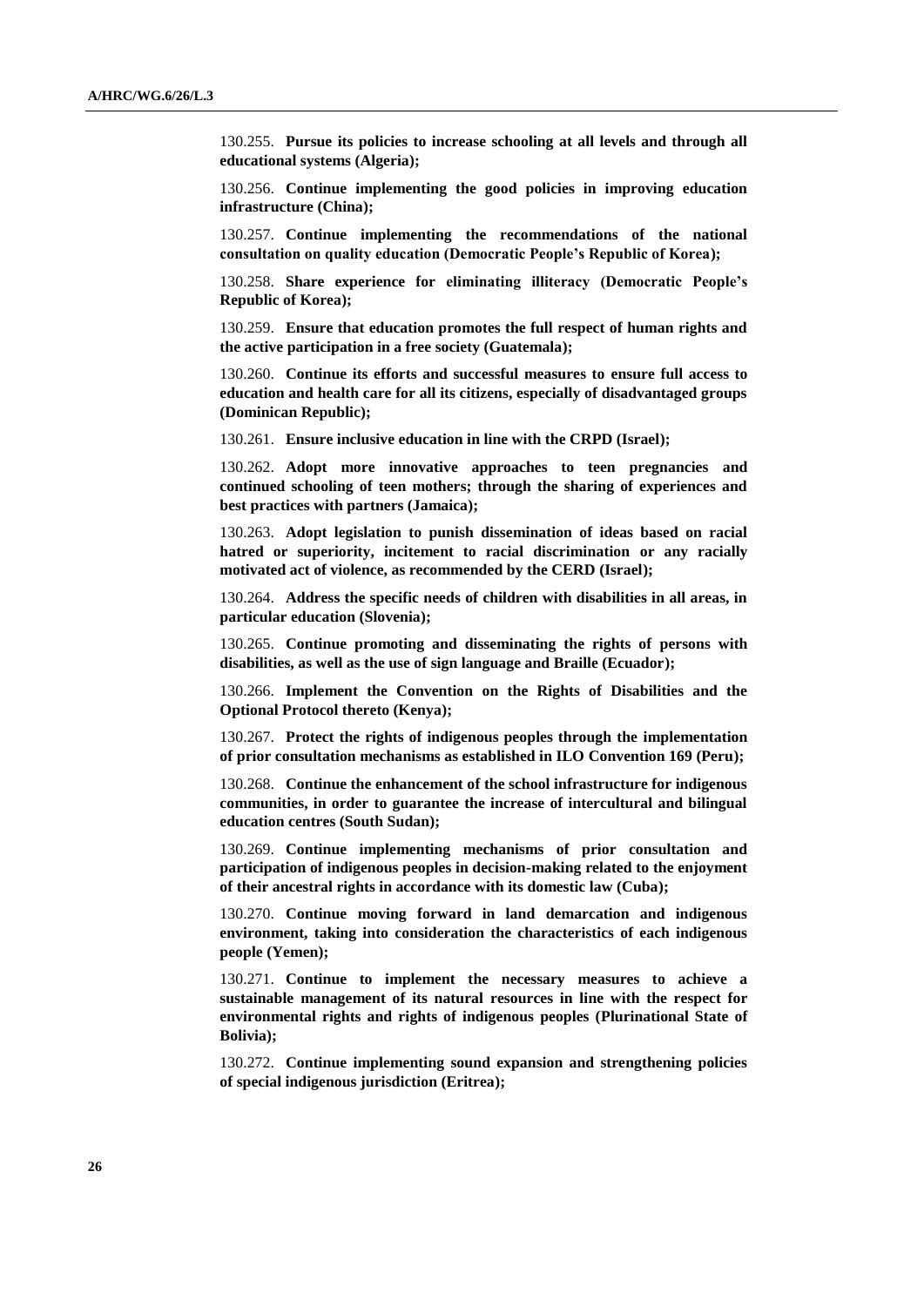130.255. **Pursue its policies to increase schooling at all levels and through all educational systems (Algeria);**

130.256. **Continue implementing the good policies in improving education infrastructure (China);**

130.257. **Continue implementing the recommendations of the national consultation on quality education (Democratic People's Republic of Korea);**

130.258. **Share experience for eliminating illiteracy (Democratic People's Republic of Korea);**

130.259. **Ensure that education promotes the full respect of human rights and the active participation in a free society (Guatemala);**

130.260. **Continue its efforts and successful measures to ensure full access to education and health care for all its citizens, especially of disadvantaged groups (Dominican Republic);**

130.261. **Ensure inclusive education in line with the CRPD (Israel);**

130.262. **Adopt more innovative approaches to teen pregnancies and continued schooling of teen mothers; through the sharing of experiences and best practices with partners (Jamaica);**

130.263. **Adopt legislation to punish dissemination of ideas based on racial hatred or superiority, incitement to racial discrimination or any racially motivated act of violence, as recommended by the CERD (Israel);**

130.264. **Address the specific needs of children with disabilities in all areas, in particular education (Slovenia);**

130.265. **Continue promoting and disseminating the rights of persons with disabilities, as well as the use of sign language and Braille (Ecuador);**

130.266. **Implement the Convention on the Rights of Disabilities and the Optional Protocol thereto (Kenya);**

130.267. **Protect the rights of indigenous peoples through the implementation of prior consultation mechanisms as established in ILO Convention 169 (Peru);**

130.268. **Continue the enhancement of the school infrastructure for indigenous communities, in order to guarantee the increase of intercultural and bilingual education centres (South Sudan);**

130.269. **Continue implementing mechanisms of prior consultation and participation of indigenous peoples in decision-making related to the enjoyment of their ancestral rights in accordance with its domestic law (Cuba);**

130.270. **Continue moving forward in land demarcation and indigenous environment, taking into consideration the characteristics of each indigenous people (Yemen);**

130.271. **Continue to implement the necessary measures to achieve a sustainable management of its natural resources in line with the respect for environmental rights and rights of indigenous peoples (Plurinational State of Bolivia);**

130.272. **Continue implementing sound expansion and strengthening policies of special indigenous jurisdiction (Eritrea);**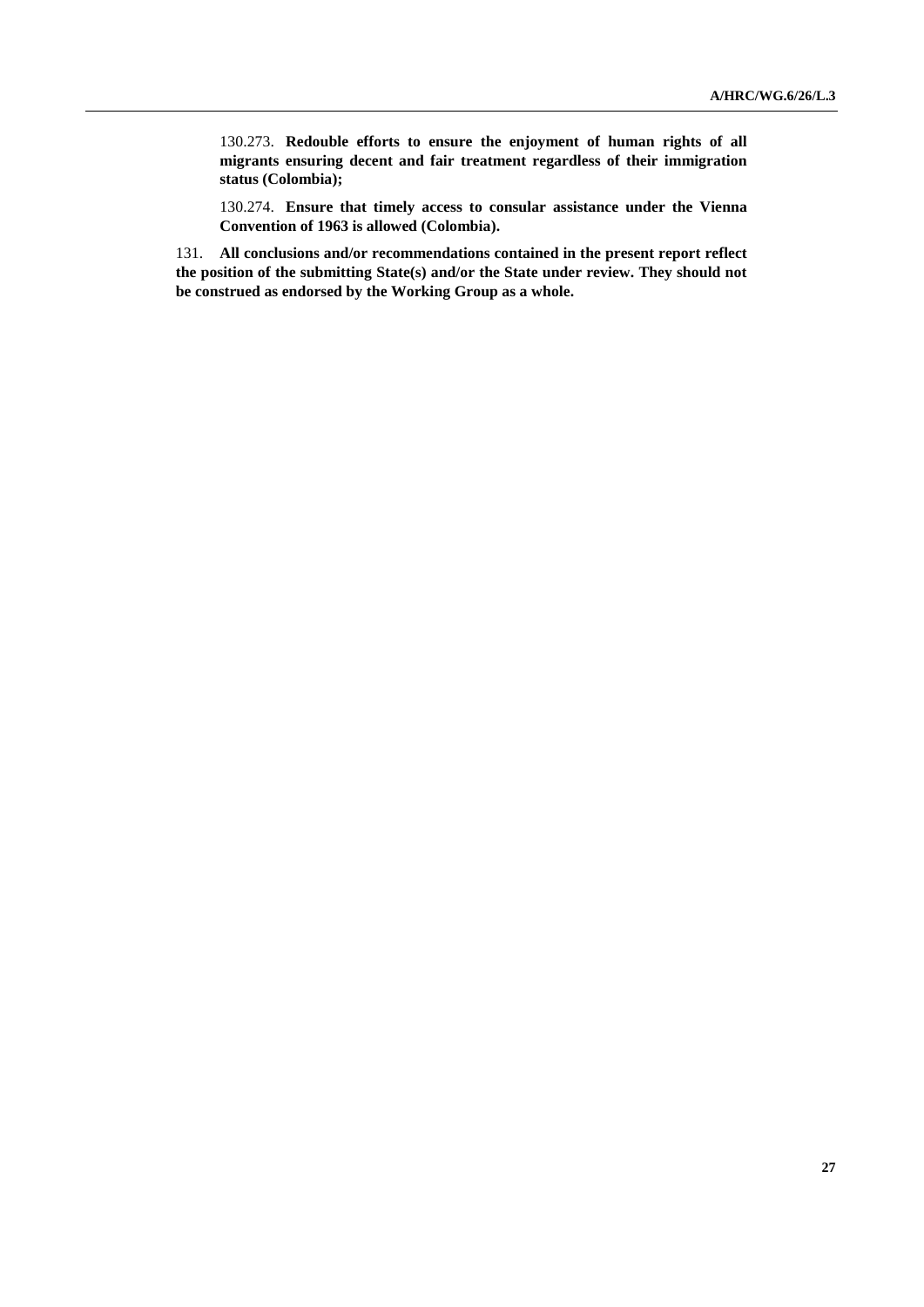130.273. **Redouble efforts to ensure the enjoyment of human rights of all migrants ensuring decent and fair treatment regardless of their immigration status (Colombia);**

130.274. **Ensure that timely access to consular assistance under the Vienna Convention of 1963 is allowed (Colombia).**

131. **All conclusions and/or recommendations contained in the present report reflect the position of the submitting State(s) and/or the State under review. They should not be construed as endorsed by the Working Group as a whole.**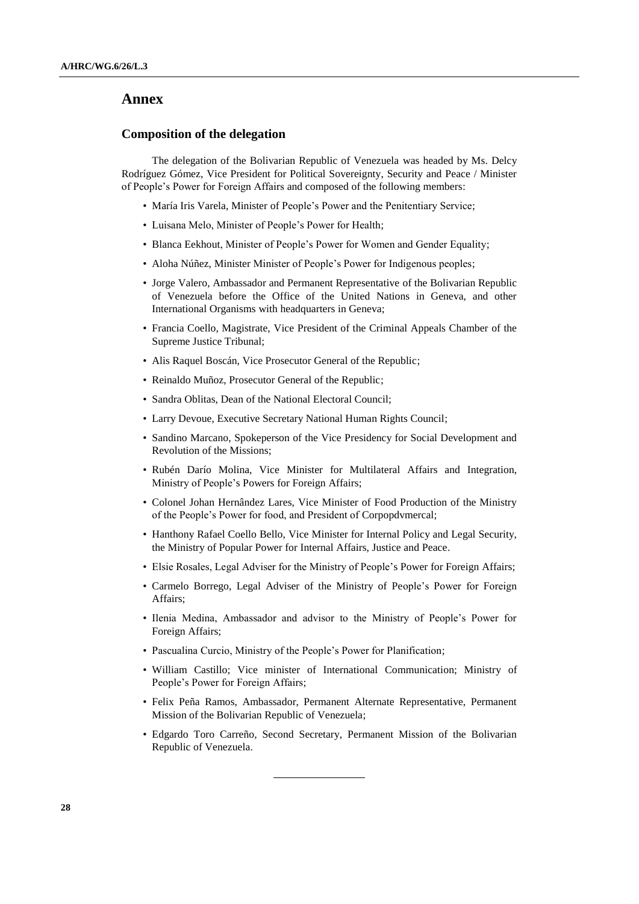# Annex

## Composition of the delegation

The delegation of the Bolivarian Republic of Venezuela was headed by Ms. Delcy Rodríguez Gómez, Vice President for Political Sovereignty, Security and Peace / Minister of People's Power for Foreign Affairs and composed of the following members:

- María Iris Varela, Minister of People's Power and the Penitentiary Service;
- Luisana Melo, Minister of People's Power for Health;
- Blanca Eekhout, Minister of People's Power for Women and Gender Equality;
- Aloha Núñez, Minister Minister of People's Power for Indigenous peoples;
- Jorge Valero, Ambassador and Permanent Representative of the Bolivarian Republic of Venezuela before the Office of the United Nations in Geneva, and other International Organisms with headquarters in Geneva;
- Francia Coello, Magistrate, Vice President of the Criminal Appeals Chamber of the Supreme Justice Tribunal;
- Alis Raquel Boscán, Vice Prosecutor General of the Republic;
- Reinaldo Muñoz, Prosecutor General of the Republic;
- Sandra Oblitas, Dean of the National Electoral Council;
- Larry Devoue, Executive Secretary National Human Rights Council;
- Sandino Marcano, Spokeperson of the Vice Presidency for Social Development and Revolution of the Missions;
- Rubén Darío Molina, Vice Minister for Multilateral Affairs and Integration, Ministry of People's Powers for Foreign Affairs;
- Colonel Johan Hernândez Lares, Vice Minister of Food Production of the Ministry of the People's Power for food, and President of Corpopdvmercal;
- Hanthony Rafael Coello Bello, Vice Minister for Internal Policy and Legal Security, the Ministry of Popular Power for Internal Affairs, Justice and Peace.
- Elsie Rosales, Legal Adviser for the Ministry of People's Power for Foreign Affairs;
- Carmelo Borrego, Legal Adviser of the Ministry of People's Power for Foreign Affairs;
- Ilenia Medina, Ambassador and advisor to the Ministry of People's Power for Foreign Affairs;
- Pascualina Curcio, Ministry of the People's Power for Planification;
- William Castillo; Vice minister of International Communication; Ministry of People's Power for Foreign Affairs;
- Felix Peña Ramos, Ambassador, Permanent Alternate Representative, Permanent Mission of the Bolivarian Republic of Venezuela;
- Edgardo Toro Carreño, Second Secretary, Permanent Mission of the Bolivarian Republic of Venezuela.